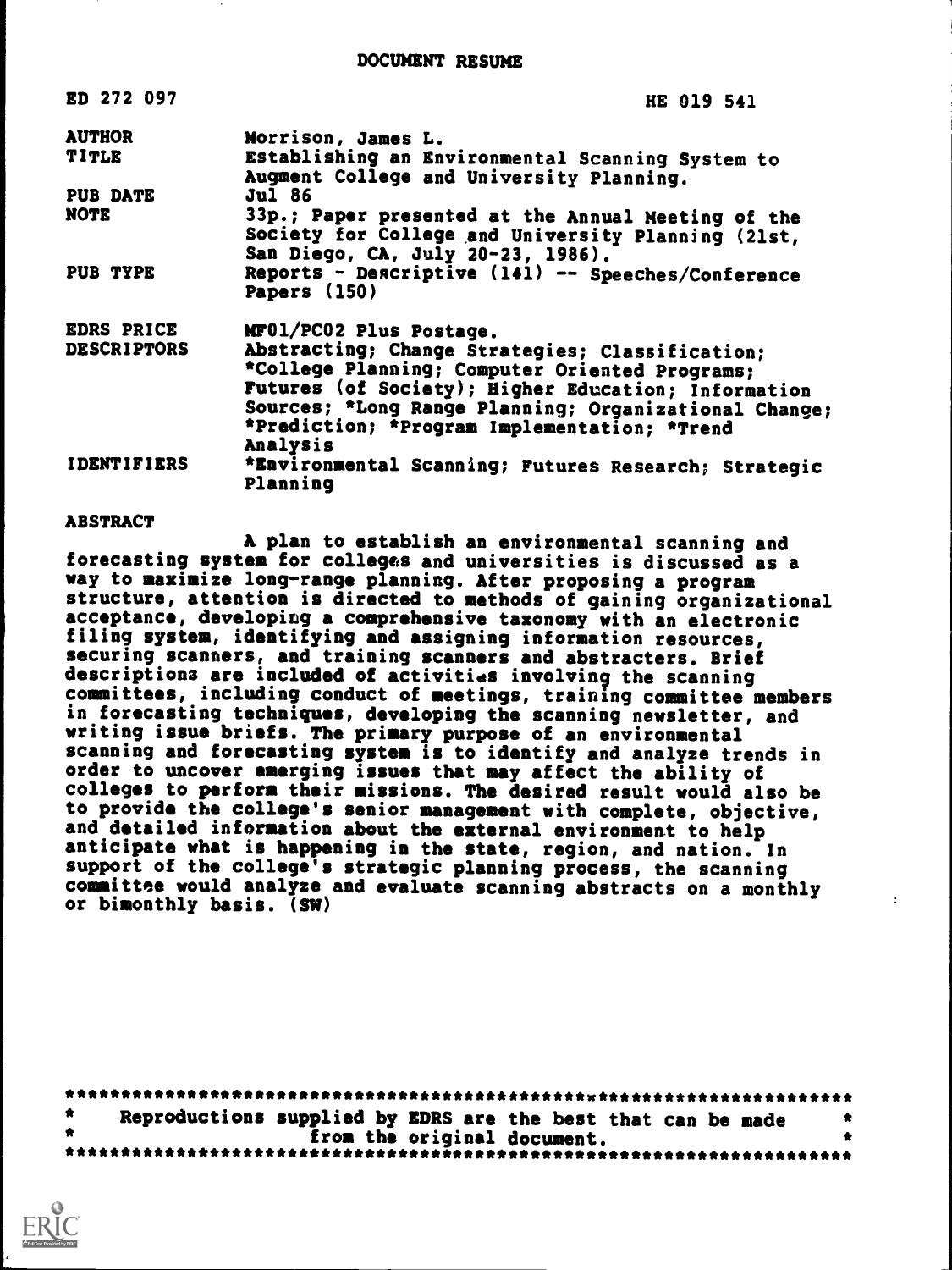# DOCUMENT RESUME

| | |
|---|---|
| ED 272 097 | HE 019 541 |
| AUTHOR | Morrison, James L. |
| TITLE | Establishing an Environmental Scanning System to Augment College and University Planning. |
| PUB DATE | Jul 86 |
| NOTE | 33p.; Paper presented at the Annual Meeting of the Society for College and University Planning (21st, San Diego, CA, July 20-23, 1986). |
| PUB TYPE | Reports - Descriptive (141) -- Speeches/Conference Papers (150) |
| EDRS PRICE | MF01/PC02 Plus Postage. |
| DESCRIPTORS | Abstracting; Change Strategies; Classification; *College Planning; Computer Oriented Programs; Futures (of Society); Higher Education; Information Sources; *Long Range Planning; Organizational Change; *Prediction; *Program Implementation; *Trend Analysis |
| IDENTIFIERS | *Environmental Scanning; Futures Research; Strategic Planning |

## ABSTRACT

A plan to establish an environmental scanning and forecasting system for colleges and universities is discussed as a way to maximize long-range planning. After proposing a program structure, attention is directed to methods of gaining organizational acceptance, developing a comprehensive taxonomy with an electronic filing system, identifying and assigning information resources, securing scanners, and training scanners and abstracters. Brief descriptions are included of activities involving the scanning committees, including conduct of meetings, training committee members in forecasting techniques, developing the scanning newsletter, and writing issue briefs. The primary purpose of an environmental scanning and forecasting system is to identify and analyze trends in order to uncover emerging issues that may affect the ability of colleges to perform their missions. The desired result would also be to provide the college's senior management with complete, objective, and detailed information about the external environment to help anticipate what is happening in the state, region, and nation. In support of the college's strategic planning process, the scanning committee would analyze and evaluate scanning abstracts on a monthly or bimonthly basis. (SW)

***********************************************************************
* Reproductions supplied by EDRS are the best that can be made *
* from the original document. *
***********************************************************************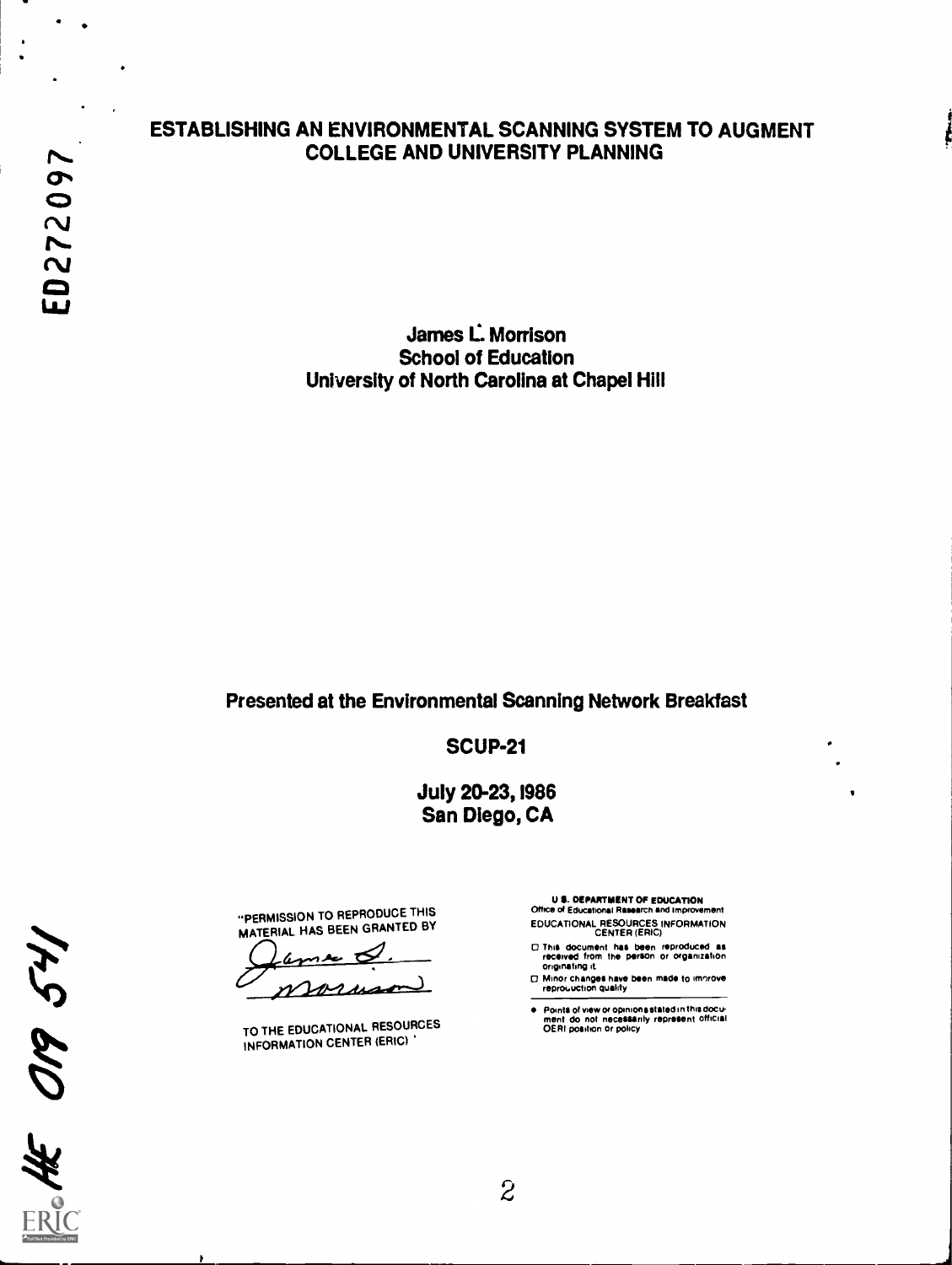ED272097

# ESTABLISHING AN ENVIRONMENTAL SCANNING SYSTEM TO AUGMENT COLLEGE AND UNIVERSITY PLANNING

James L. Morrison
School of Education
University of North Carolina at Chapel Hill

Presented at the Environmental Scanning Network Breakfast

SCUP-21

July 20-23, 1986
San Diego, CA

"PERMISSION TO REPRODUCE THIS MATERIAL HAS BEEN GRANTED BY

James L. Morrison

TO THE EDUCATIONAL RESOURCES INFORMATION CENTER (ERIC)"

U.S. DEPARTMENT OF EDUCATION
Office of Educational Research and Improvement
EDUCATIONAL RESOURCES INFORMATION CENTER (ERIC)

- This document has been reproduced as received from the person or organization originating it.
- Minor changes have been made to improve reproduction quality.
- Points of view or opinions stated in this document do not necessarily represent official OERI position or policy

HE 019 541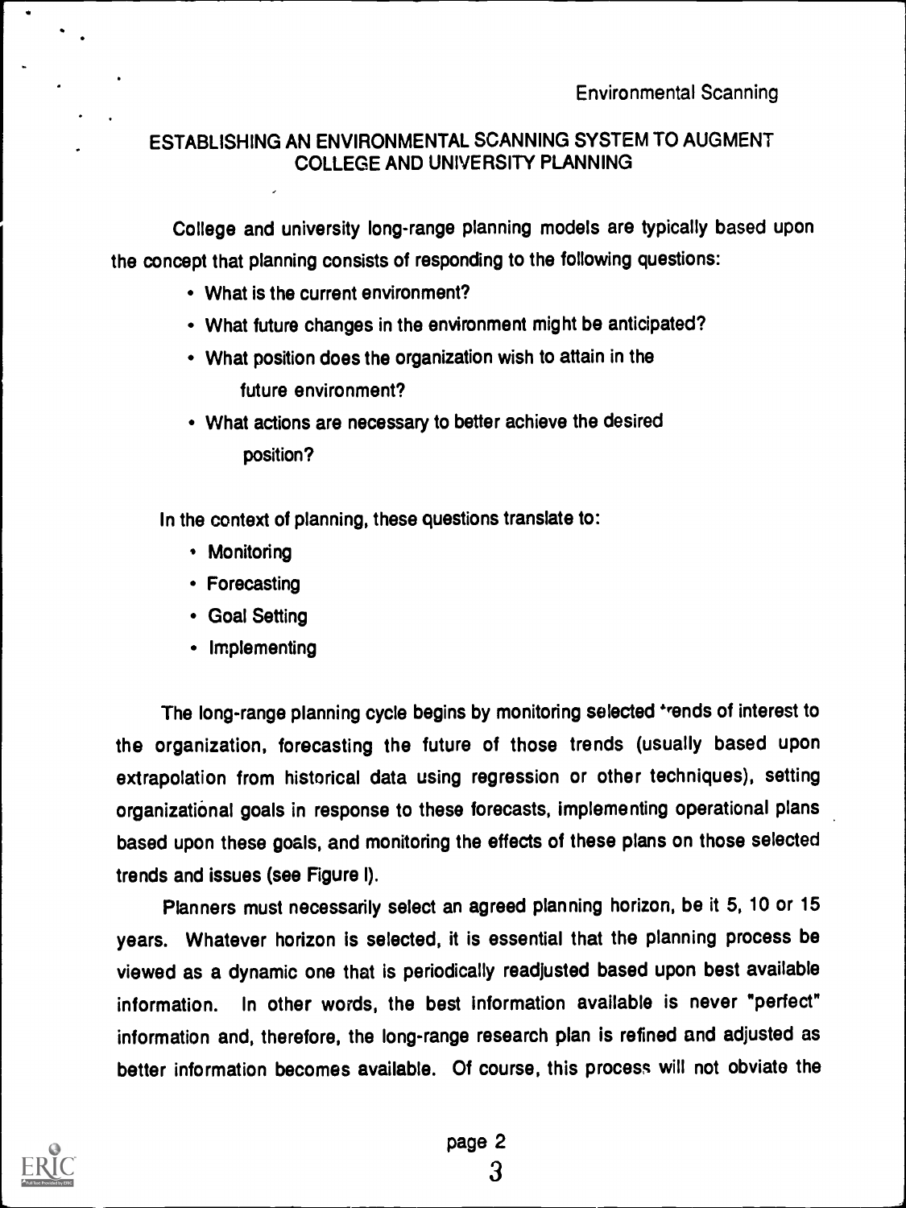## ESTABLISHING AN ENVIRONMENTAL SCANNING SYSTEM TO AUGMENT COLLEGE AND UNIVERSITY PLANNING

College and university long-range planning models are typically based upon the concept that planning consists of responding to the following questions:

- What is the current environment?
- What future changes in the environment might be anticipated?
- What position does the organization wish to attain in the future environment?
- What actions are necessary to better achieve the desired position?

In the context of planning, these questions translate to:

- Monitoring
- Forecasting
- Goal Setting
- Implementing

The long-range planning cycle begins by monitoring selected trends of interest to the organization, forecasting the future of those trends (usually based upon extrapolation from historical data using regression or other techniques), setting organizational goals in response to these forecasts, implementing operational plans based upon these goals, and monitoring the effects of these plans on those selected trends and issues (see Figure I).

Planners must necessarily select an agreed planning horizon, be it 5, 10 or 15 years. Whatever horizon is selected, it is essential that the planning process be viewed as a dynamic one that is periodically readjusted based upon best available information. In other words, the best information available is never "perfect" information and, therefore, the long-range research plan is refined and adjusted as better information becomes available. Of course, this process will not obviate the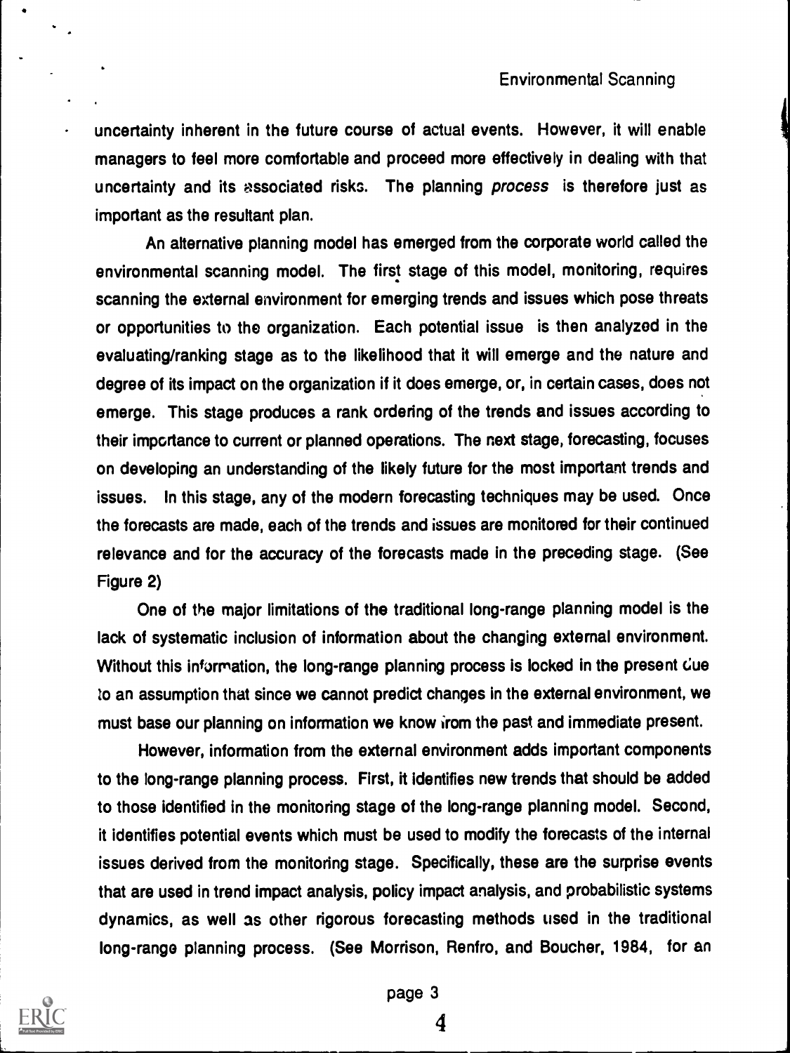uncertainty inherent in the future course of actual events. However, it will enable managers to feel more comfortable and proceed more effectively in dealing with that uncertainty and its associated risks. The planning *process* is therefore just as important as the resultant plan.

An alternative planning model has emerged from the corporate world called the environmental scanning model. The first stage of this model, monitoring, requires scanning the external environment for emerging trends and issues which pose threats or opportunities to the organization. Each potential issue is then analyzed in the evaluating/ranking stage as to the likelihood that it will emerge and the nature and degree of its impact on the organization if it does emerge, or, in certain cases, does not emerge. This stage produces a rank ordering of the trends and issues according to their importance to current or planned operations. The next stage, forecasting, focuses on developing an understanding of the likely future for the most important trends and issues. In this stage, any of the modern forecasting techniques may be used. Once the forecasts are made, each of the trends and issues are monitored for their continued relevance and for the accuracy of the forecasts made in the preceding stage. (See Figure 2)

One of the major limitations of the traditional long-range planning model is the lack of systematic inclusion of information about the changing external environment. Without this information, the long-range planning process is locked in the present due to an assumption that since we cannot predict changes in the external environment, we must base our planning on information we know from the past and immediate present.

However, information from the external environment adds important components to the long-range planning process. First, it identifies new trends that should be added to those identified in the monitoring stage of the long-range planning model. Second, it identifies potential events which must be used to modify the forecasts of the internal issues derived from the monitoring stage. Specifically, these are the surprise events that are used in trend impact analysis, policy impact analysis, and probabilistic systems dynamics, as well as other rigorous forecasting methods used in the traditional long-range planning process. (See Morrison, Renfro, and Boucher, 1984, for an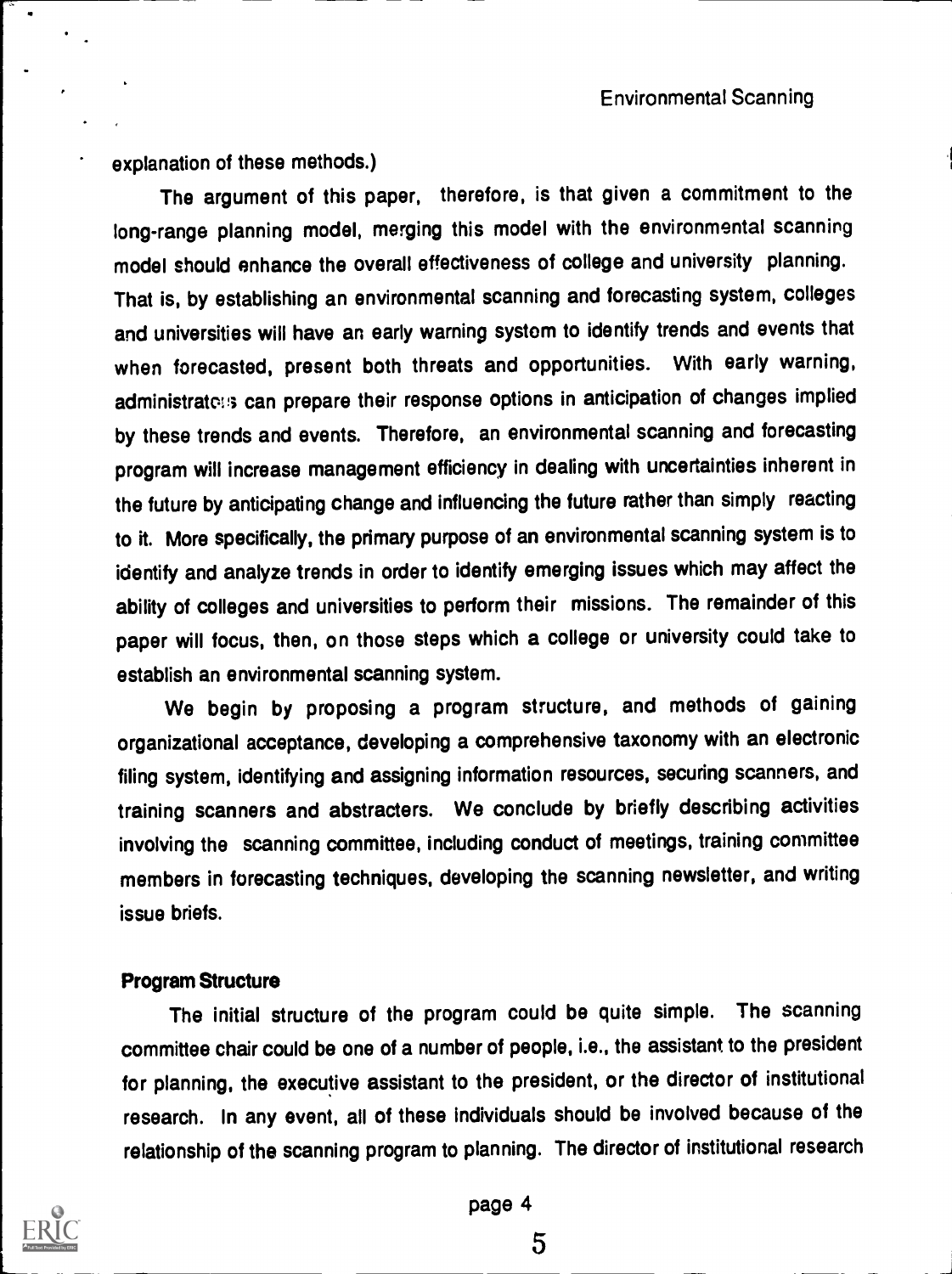explanation of these methods.)

The argument of this paper, therefore, is that given a commitment to the long-range planning model, merging this model with the environmental scanning model should enhance the overall effectiveness of college and university planning. That is, by establishing an environmental scanning and forecasting system, colleges and universities will have an early warning system to identify trends and events that when forecasted, present both threats and opportunities. With early warning, administrators can prepare their response options in anticipation of changes implied by these trends and events. Therefore, an environmental scanning and forecasting program will increase management efficiency in dealing with uncertainties inherent in the future by anticipating change and influencing the future rather than simply reacting to it. More specifically, the primary purpose of an environmental scanning system is to identify and analyze trends in order to identify emerging issues which may affect the ability of colleges and universities to perform their missions. The remainder of this paper will focus, then, on those steps which a college or university could take to establish an environmental scanning system.

We begin by proposing a program structure, and methods of gaining organizational acceptance, developing a comprehensive taxonomy with an electronic filing system, identifying and assigning information resources, securing scanners, and training scanners and abstracters. We conclude by briefly describing activities involving the scanning committee, including conduct of meetings, training committee members in forecasting techniques, developing the scanning newsletter, and writing issue briefs.

**Program Structure**

The initial structure of the program could be quite simple. The scanning committee chair could be one of a number of people, i.e., the assistant to the president for planning, the executive assistant to the president, or the director of institutional research. In any event, all of these individuals should be involved because of the relationship of the scanning program to planning. The director of institutional research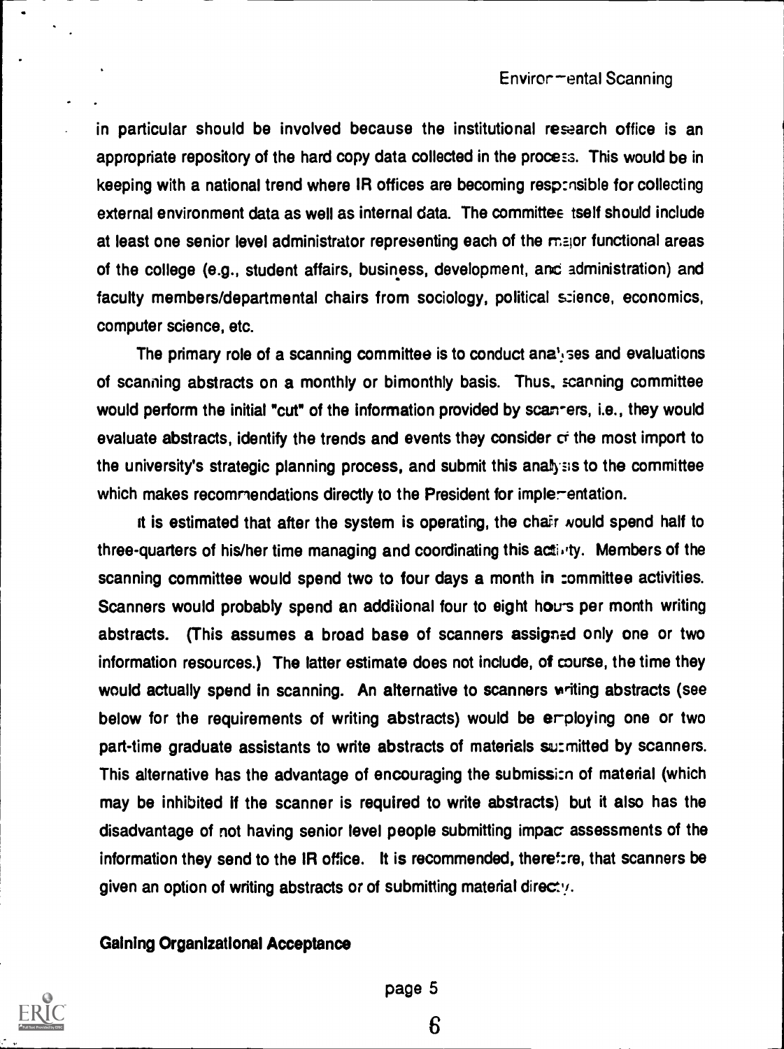in particular should be involved because the institutional research office is an appropriate repository of the hard copy data collected in the process. This would be in keeping with a national trend where IR offices are becoming responsible for collecting external environment data as well as internal data. The committee itself should include at least one senior level administrator representing each of the major functional areas of the college (e.g., student affairs, business, development, and administration) and faculty members/departmental chairs from sociology, political science, economics, computer science, etc.

The primary role of a scanning committee is to conduct analyses and evaluations of scanning abstracts on a monthly or bimonthly basis. Thus, scanning committee would perform the initial "cut" of the information provided by scanners, i.e., they would evaluate abstracts, identify the trends and events they consider of the most import to the university's strategic planning process, and submit this analysis to the committee which makes recommendations directly to the President for implementation.

It is estimated that after the system is operating, the chair would spend half to three-quarters of his/her time managing and coordinating this activity. Members of the scanning committee would spend two to four days a month in committee activities. Scanners would probably spend an additional four to eight hours per month writing abstracts. (This assumes a broad base of scanners assigned only one or two information resources.) The latter estimate does not include, of course, the time they would actually spend in scanning. An alternative to scanners writing abstracts (see below for the requirements of writing abstracts) would be employing one or two part-time graduate assistants to write abstracts of materials submitted by scanners. This alternative has the advantage of encouraging the submission of material (which may be inhibited if the scanner is required to write abstracts) but it also has the disadvantage of not having senior level people submitting impact assessments of the information they send to the IR office. It is recommended, therefore, that scanners be given an option of writing abstracts or of submitting material directly.

### Gaining Organizational Acceptance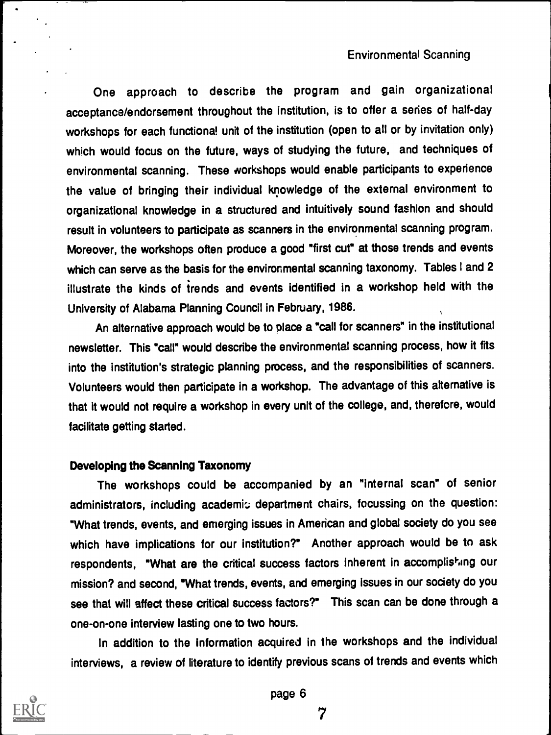One approach to describe the program and gain organizational acceptance/endorsement throughout the institution, is to offer a series of half-day workshops for each functional unit of the institution (open to all or by invitation only) which would focus on the future, ways of studying the future, and techniques of environmental scanning. These workshops would enable participants to experience the value of bringing their individual knowledge of the external environment to organizational knowledge in a structured and intuitively sound fashion and should result in volunteers to participate as scanners in the environmental scanning program. Moreover, the workshops often produce a good "first cut" at those trends and events which can serve as the basis for the environmental scanning taxonomy. Tables 1 and 2 illustrate the kinds of trends and events identified in a workshop held with the University of Alabama Planning Council in February, 1986.

An alternative approach would be to place a "call for scanners" in the institutional newsletter. This "call" would describe the environmental scanning process, how it fits into the institution's strategic planning process, and the responsibilities of scanners. Volunteers would then participate in a workshop. The advantage of this alternative is that it would not require a workshop in every unit of the college, and, therefore, would facilitate getting started.

### Developing the Scanning Taxonomy

The workshops could be accompanied by an "internal scan" of senior administrators, including academic department chairs, focussing on the question: "What trends, events, and emerging issues in American and global society do you see which have implications for our institution?" Another approach would be to ask respondents, "What are the critical success factors inherent in accomplishing our mission? and second, "What trends, events, and emerging issues in our society do you see that will affect these critical success factors?" This scan can be done through a one-on-one interview lasting one to two hours.

In addition to the information acquired in the workshops and the individual interviews, a review of literature to identify previous scans of trends and events which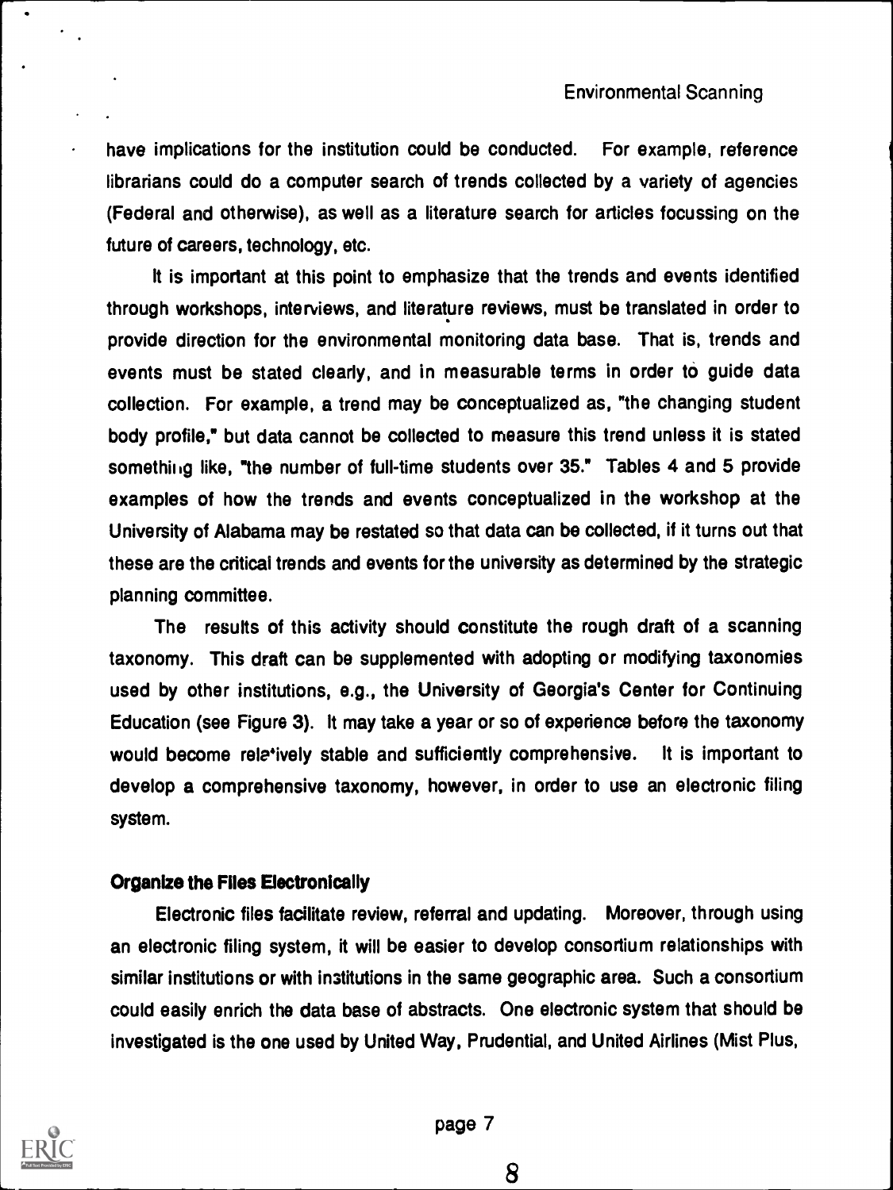have implications for the institution could be conducted. For example, reference librarians could do a computer search of trends collected by a variety of agencies (Federal and otherwise), as well as a literature search for articles focussing on the future of careers, technology, etc.

It is important at this point to emphasize that the trends and events identified through workshops, interviews, and literature reviews, must be translated in order to provide direction for the environmental monitoring data base. That is, trends and events must be stated clearly, and in measurable terms in order to guide data collection. For example, a trend may be conceptualized as, "the changing student body profile," but data cannot be collected to measure this trend unless it is stated something like, "the number of full-time students over 35." Tables 4 and 5 provide examples of how the trends and events conceptualized in the workshop at the University of Alabama may be restated so that data can be collected, if it turns out that these are the critical trends and events for the university as determined by the strategic planning committee.

The results of this activity should constitute the rough draft of a scanning taxonomy. This draft can be supplemented with adopting or modifying taxonomies used by other institutions, e.g., the University of Georgia's Center for Continuing Education (see Figure 3). It may take a year or so of experience before the taxonomy would become relatively stable and sufficiently comprehensive. It is important to develop a comprehensive taxonomy, however, in order to use an electronic filing system.

### Organize the Files Electronically

Electronic files facilitate review, referral and updating. Moreover, through using an electronic filing system, it will be easier to develop consortium relationships with similar institutions or with institutions in the same geographic area. Such a consortium could easily enrich the data base of abstracts. One electronic system that should be investigated is the one used by United Way, Prudential, and United Airlines (Mist Plus,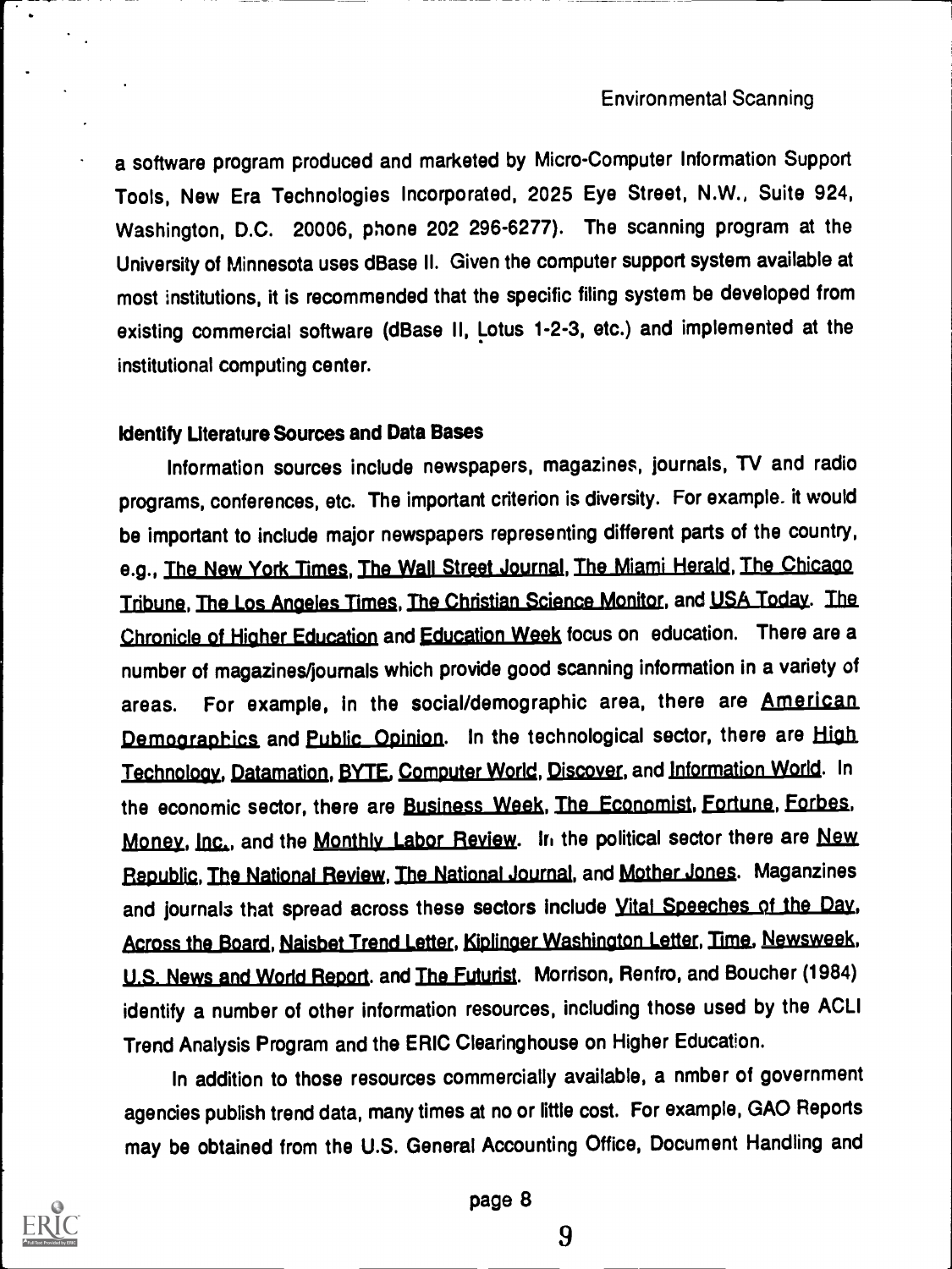a software program produced and marketed by Micro-Computer Information Support Tools, New Era Technologies Incorporated, 2025 Eye Street, N.W., Suite 924, Washington, D.C. 20006, phone 202 296-6277). The scanning program at the University of Minnesota uses dBase II. Given the computer support system available at most institutions, it is recommended that the specific filing system be developed from existing commercial software (dBase II, Lotus 1-2-3, etc.) and implemented at the institutional computing center.

**Identify Literature Sources and Data Bases**

Information sources include newspapers, magazines, journals, TV and radio programs, conferences, etc. The important criterion is diversity. For example, it would be important to include major newspapers representing different parts of the country, e.g., The New York Times, The Wall Street Journal, The Miami Herald, The Chicago Tribune, The Los Angeles Times, The Christian Science Monitor, and USA Today. The Chronicle of Higher Education and Education Week focus on education. There are a number of magazines/journals which provide good scanning information in a variety of areas. For example, in the social/demographic area, there are American Demographics and Public Opinion. In the technological sector, there are High Technology, Datamation, BYTE, Computer World, Discover, and Information World. In the economic sector, there are Business Week, The Economist, Fortune, Forbes, Money, Inc., and the Monthly Labor Review. In the political sector there are New Republic, The National Review, The National Journal, and Mother Jones. Maganzines and journals that spread across these sectors include Vital Speeches of the Day, Across the Board, Naisbet Trend Letter, Kiplinger Washington Letter, Time, Newsweek, U.S. News and World Report, and The Futurist. Morrison, Renfro, and Boucher (1984) identify a number of other information resources, including those used by the ACLI Trend Analysis Program and the ERIC Clearinghouse on Higher Education.

In addition to those resources commercially available, a nmber of government agencies publish trend data, many times at no or little cost. For example, GAO Reports may be obtained from the U.S. General Accounting Office, Document Handling and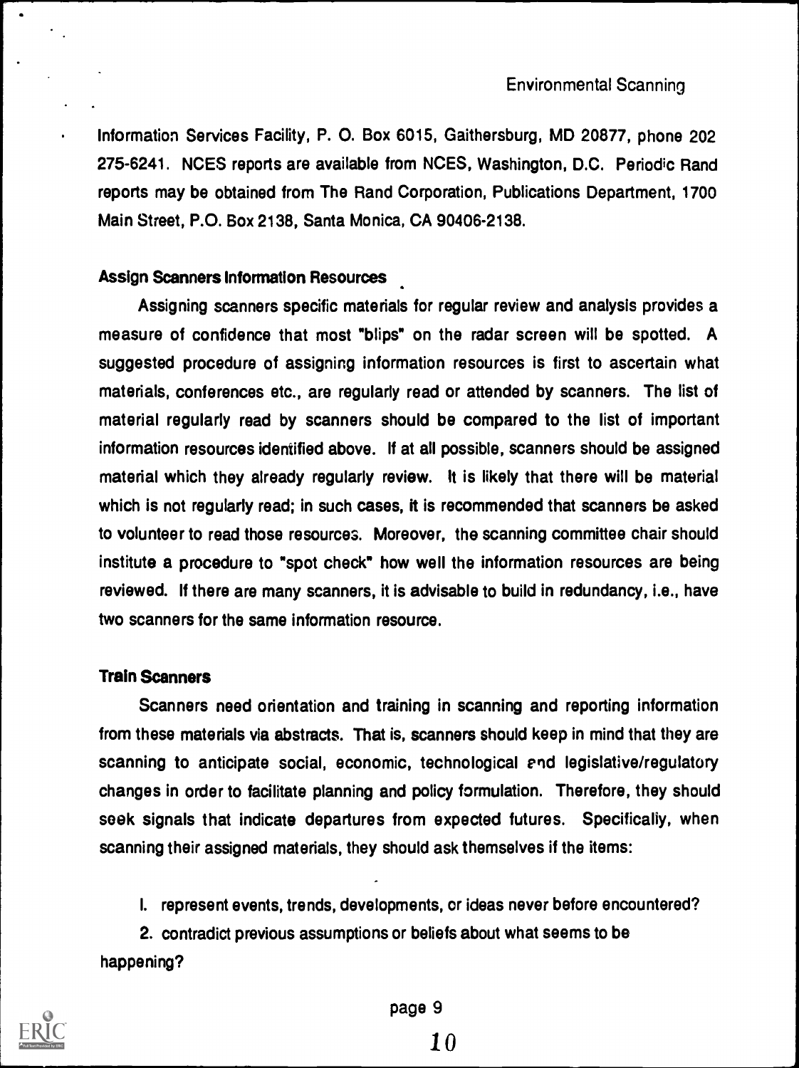Information Services Facility, P. O. Box 6015, Gaithersburg, MD 20877, phone 202 275-6241. NCES reports are available from NCES, Washington, D.C. Periodic Rand reports may be obtained from The Rand Corporation, Publications Department, 1700 Main Street, P.O. Box 2138, Santa Monica, CA 90406-2138.

**Assign Scanners Information Resources**

Assigning scanners specific materials for regular review and analysis provides a measure of confidence that most "blips" on the radar screen will be spotted. A suggested procedure of assigning information resources is first to ascertain what materials, conferences etc., are regularly read or attended by scanners. The list of material regularly read by scanners should be compared to the list of important information resources identified above. If at all possible, scanners should be assigned material which they already regularly review. It is likely that there will be material which is not regularly read; in such cases, it is recommended that scanners be asked to volunteer to read those resources. Moreover, the scanning committee chair should institute a procedure to "spot check" how well the information resources are being reviewed. If there are many scanners, it is advisable to build in redundancy, i.e., have two scanners for the same information resource.

**Train Scanners**

Scanners need orientation and training in scanning and reporting information from these materials via abstracts. That is, scanners should keep in mind that they are scanning to anticipate social, economic, technological and legislative/regulatory changes in order to facilitate planning and policy formulation. Therefore, they should seek signals that indicate departures from expected futures. Specifically, when scanning their assigned materials, they should ask themselves if the items:

1. represent events, trends, developments, or ideas never before encountered?
2. contradict previous assumptions or beliefs about what seems to be happening?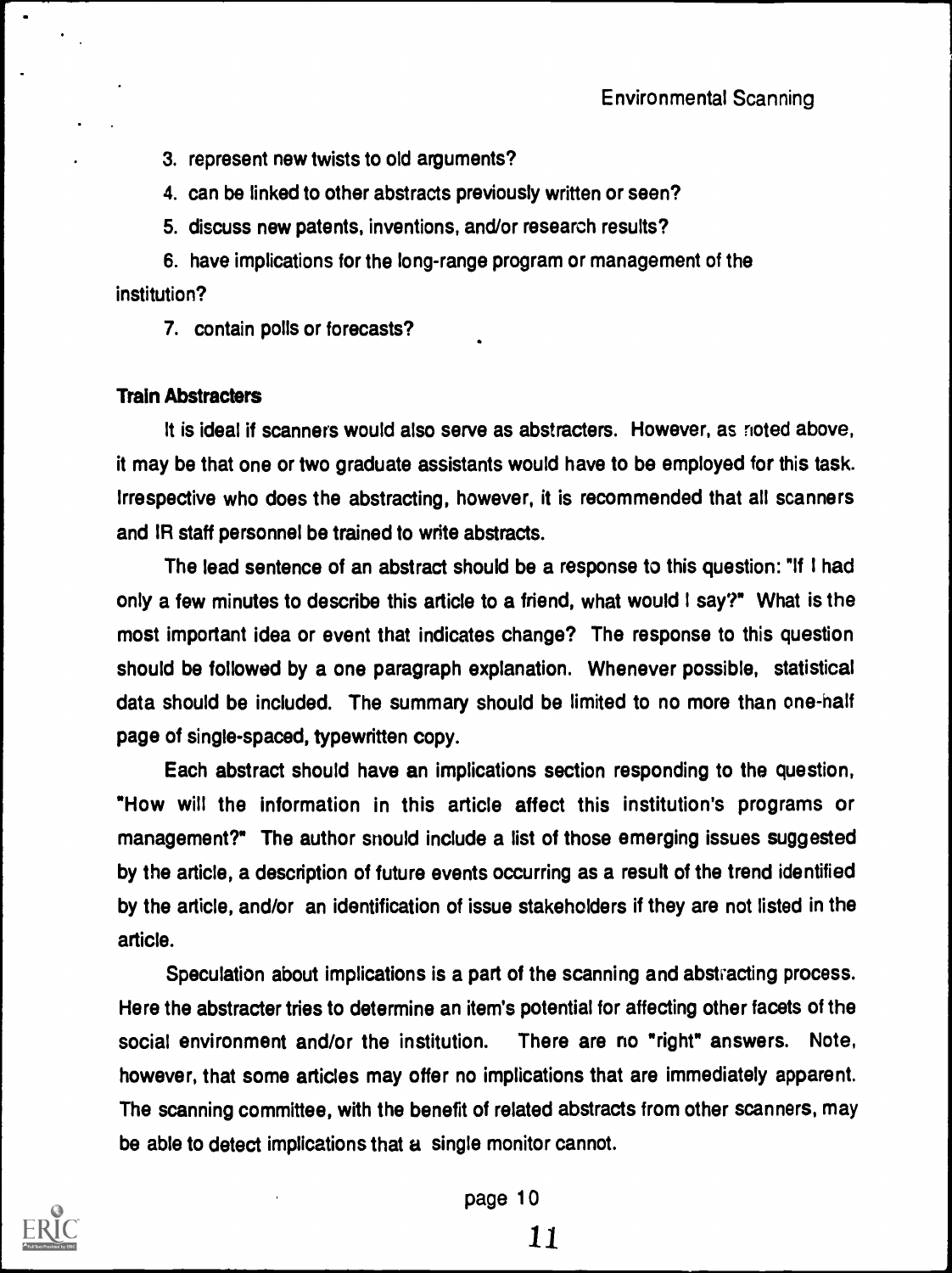3. represent new twists to old arguments?

4. can be linked to other abstracts previously written or seen?

5. discuss new patents, inventions, and/or research results?

6. have implications for the long-range program or management of the institution?

7. contain polls or forecasts?

**Train Abstracters**

It is ideal if scanners would also serve as abstracters. However, as noted above, it may be that one or two graduate assistants would have to be employed for this task. Irrespective who does the abstracting, however, it is recommended that all scanners and IR staff personnel be trained to write abstracts.

The lead sentence of an abstract should be a response to this question: "If I had only a few minutes to describe this article to a friend, what would I say?" What is the most important idea or event that indicates change? The response to this question should be followed by a one paragraph explanation. Whenever possible, statistical data should be included. The summary should be limited to no more than one-half page of single-spaced, typewritten copy.

Each abstract should have an implications section responding to the question, "How will the information in this article affect this institution's programs or management?" The author should include a list of those emerging issues suggested by the article, a description of future events occurring as a result of the trend identified by the article, and/or an identification of issue stakeholders if they are not listed in the article.

Speculation about implications is a part of the scanning and abstracting process. Here the abstracter tries to determine an item's potential for affecting other facets of the social environment and/or the institution. There are no "right" answers. Note, however, that some articles may offer no implications that are immediately apparent. The scanning committee, with the benefit of related abstracts from other scanners, may be able to detect implications that a single monitor cannot.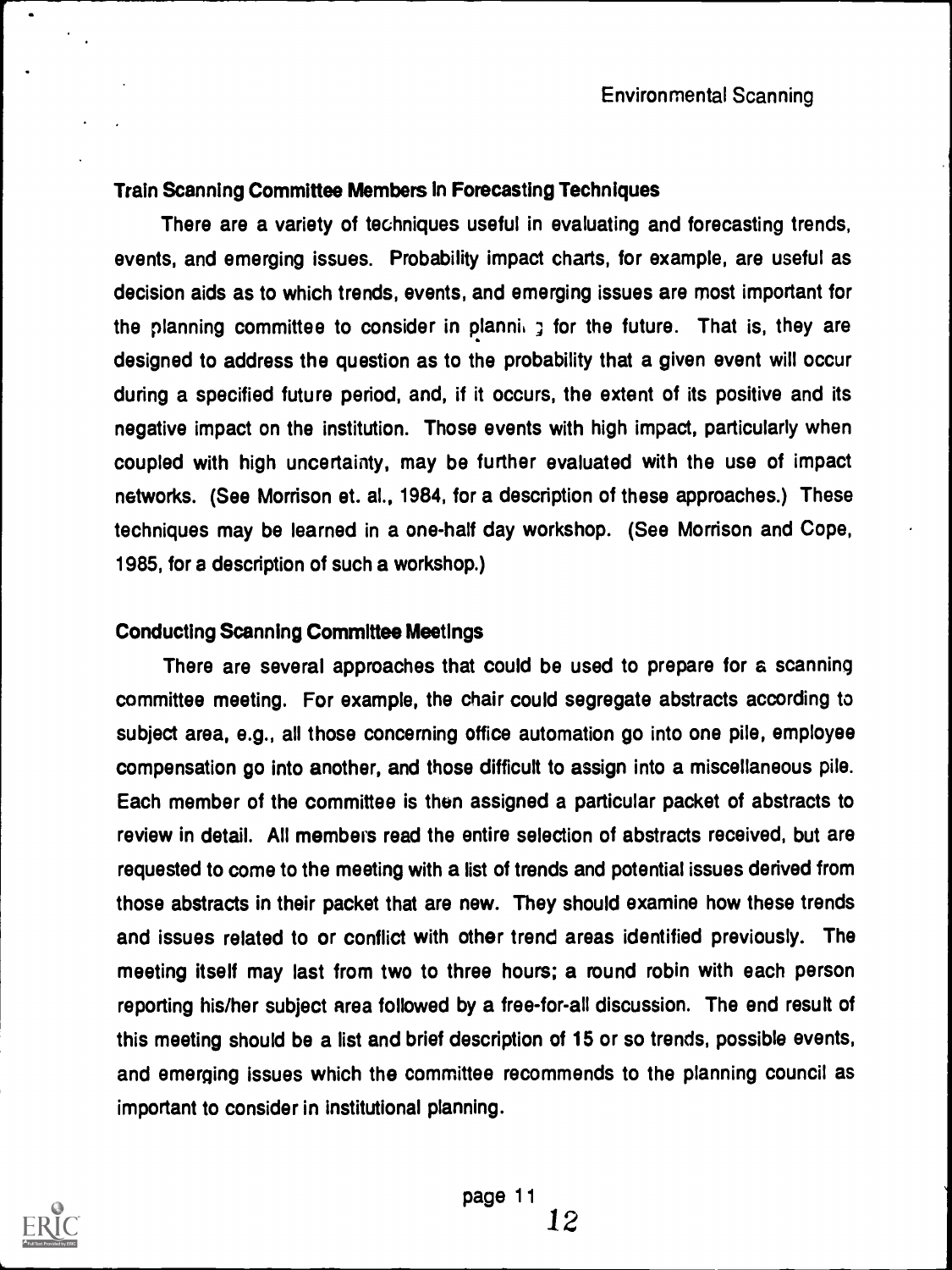### Train Scanning Committee Members In Forecasting Techniques

There are a variety of techniques useful in evaluating and forecasting trends, events, and emerging issues. Probability impact charts, for example, are useful as decision aids as to which trends, events, and emerging issues are most important for the planning committee to consider in planning for the future. That is, they are designed to address the question as to the probability that a given event will occur during a specified future period, and, if it occurs, the extent of its positive and its negative impact on the institution. Those events with high impact, particularly when coupled with high uncertainty, may be further evaluated with the use of impact networks. (See Morrison et. al., 1984, for a description of these approaches.) These techniques may be learned in a one-half day workshop. (See Morrison and Cope, 1985, for a description of such a workshop.)

### Conducting Scanning Committee Meetings

There are several approaches that could be used to prepare for a scanning committee meeting. For example, the chair could segregate abstracts according to subject area, e.g., all those concerning office automation go into one pile, employee compensation go into another, and those difficult to assign into a miscellaneous pile. Each member of the committee is then assigned a particular packet of abstracts to review in detail. All members read the entire selection of abstracts received, but are requested to come to the meeting with a list of trends and potential issues derived from those abstracts in their packet that are new. They should examine how these trends and issues related to or conflict with other trend areas identified previously. The meeting itself may last from two to three hours; a round robin with each person reporting his/her subject area followed by a free-for-all discussion. The end result of this meeting should be a list and brief description of 15 or so trends, possible events, and emerging issues which the committee recommends to the planning council as important to consider in institutional planning.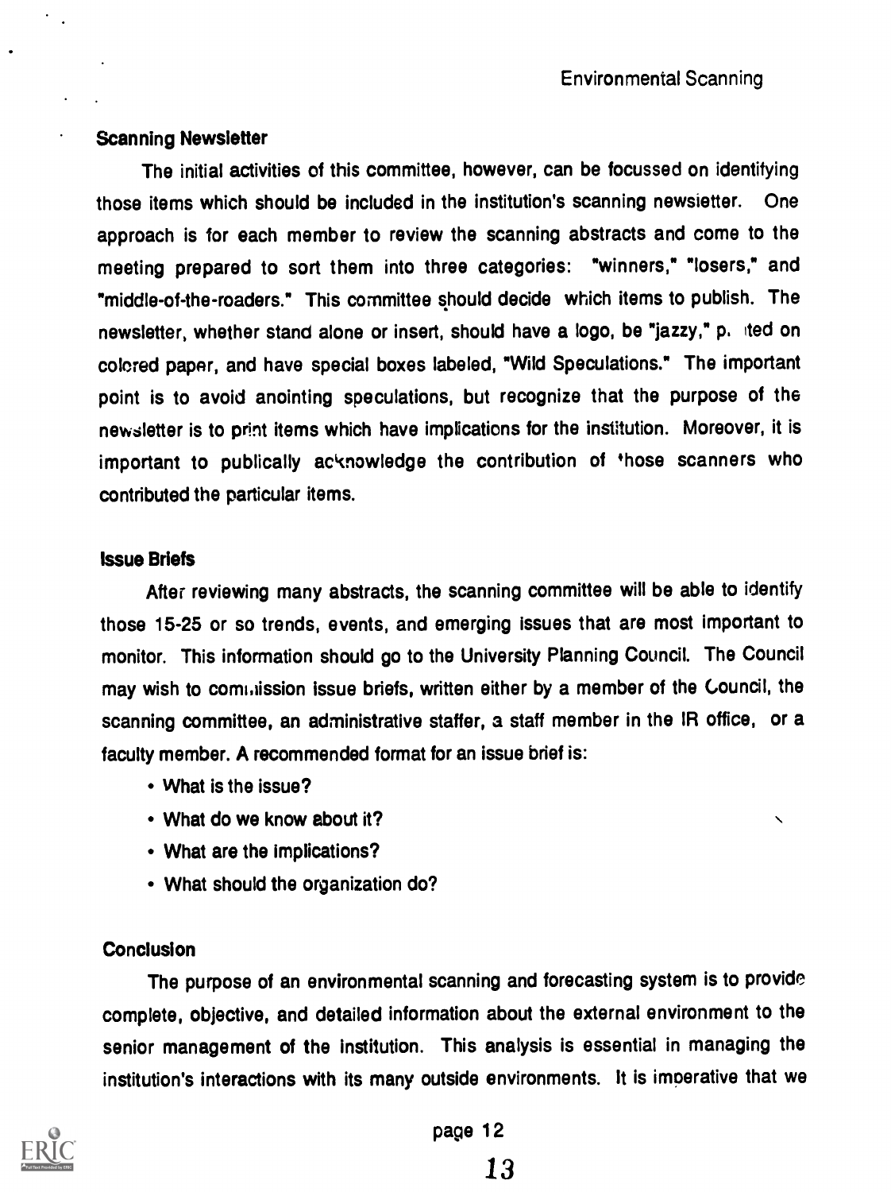### Scanning Newsletter

The initial activities of this committee, however, can be focussed on identifying those items which should be included in the institution's scanning newsletter. One approach is for each member to review the scanning abstracts and come to the meeting prepared to sort them into three categories: "winners," "losers," and "middle-of-the-roaders." This committee should decide which items to publish. The newsletter, whether stand alone or insert, should have a logo, be "jazzy," printed on colored paper, and have special boxes labeled, "Wild Speculations." The important point is to avoid anointing speculations, but recognize that the purpose of the newsletter is to print items which have implications for the institution. Moreover, it is important to publically acknowledge the contribution of those scanners who contributed the particular items.

### Issue Briefs

After reviewing many abstracts, the scanning committee will be able to identify those 15-25 or so trends, events, and emerging issues that are most important to monitor. This information should go to the University Planning Council. The Council may wish to commission issue briefs, written either by a member of the Council, the scanning committee, an administrative staffer, a staff member in the IR office, or a faculty member. A recommended format for an issue brief is:

- What is the issue?
- What do we know about it?
- What are the implications?
- What should the organization do?

### Conclusion

The purpose of an environmental scanning and forecasting system is to provide complete, objective, and detailed information about the external environment to the senior management of the institution. This analysis is essential in managing the institution's interactions with its many outside environments. It is imperative that we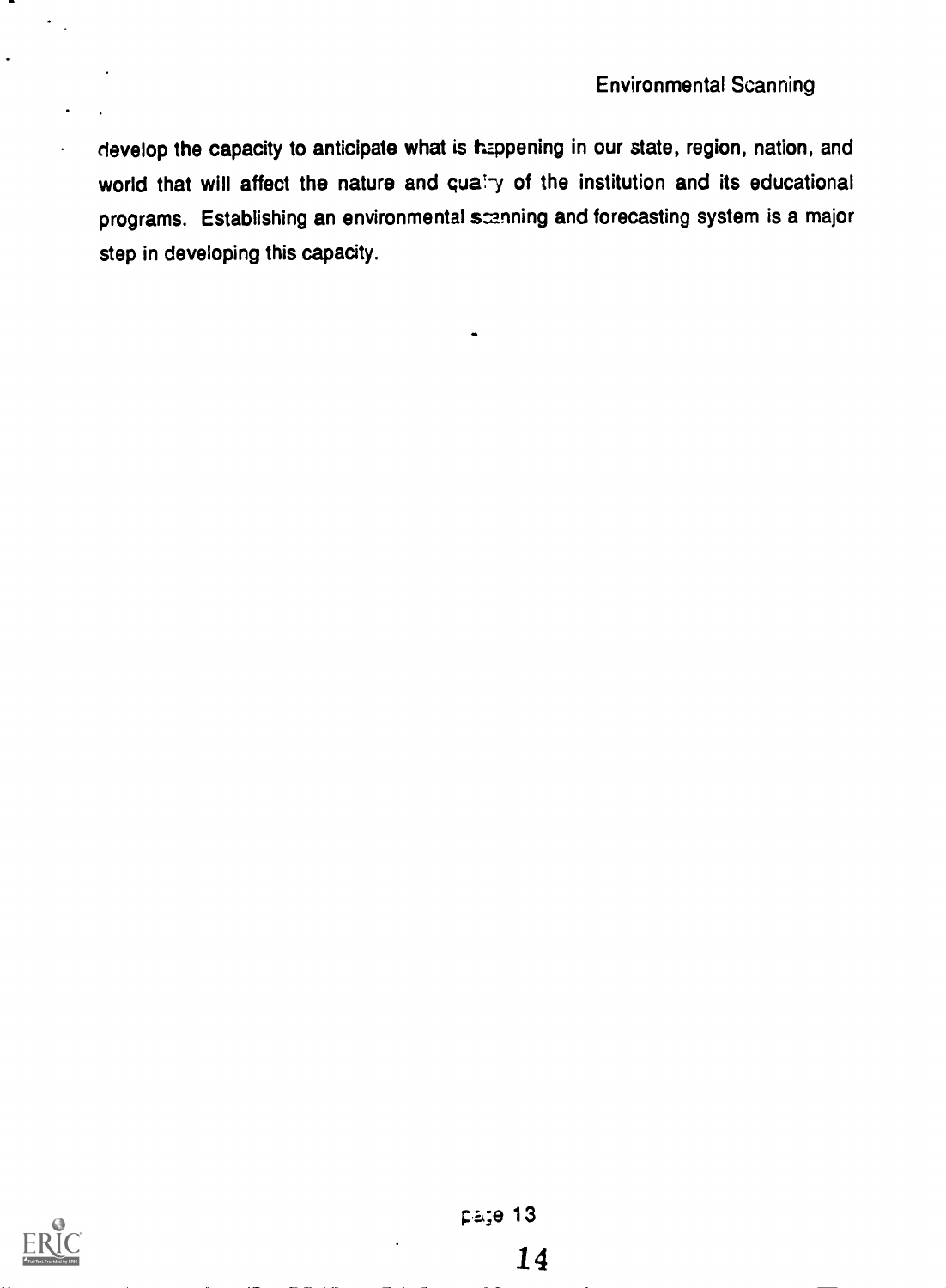develop the capacity to anticipate what is happening in our state, region, nation, and world that will affect the nature and quality of the institution and its educational programs. Establishing an environmental scanning and forecasting system is a major step in developing this capacity.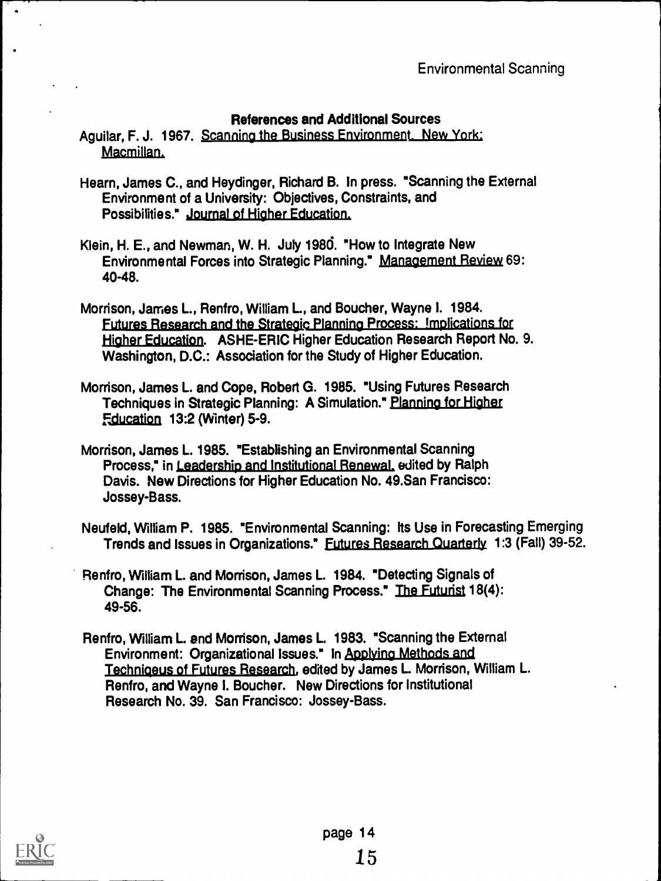### References and Additional Sources

Aguilar, F. J. 1967. Scanning the Business Environment. New York: Macmillan.

Hearn, James C., and Heydinger, Richard B. In press. "Scanning the External Environment of a University: Objectives, Constraints, and Possibilities." Journal of Higher Education.

Klein, H. E., and Newman, W. H. July 1980. "How to Integrate New Environmental Forces into Strategic Planning." Management Review 69: 40-48.

Morrison, James L., Renfro, William L., and Boucher, Wayne I. 1984. Futures Research and the Strategic Planning Process: Implications for Higher Education. ASHE-ERIC Higher Education Research Report No. 9. Washington, D.C.: Association for the Study of Higher Education.

Morrison, James L. and Cope, Robert G. 1985. "Using Futures Research Techniques in Strategic Planning: A Simulation." Planning for Higher Education 13:2 (Winter) 5-9.

Morrison, James L. 1985. "Establishing an Environmental Scanning Process," in Leadership and Institutional Renewal, edited by Ralph Davis. New Directions for Higher Education No. 49.San Francisco: Jossey-Bass.

Neufeld, William P. 1985. "Environmental Scanning: Its Use in Forecasting Emerging Trends and Issues in Organizations." Futures Research Quarterly 1:3 (Fall) 39-52.

Renfro, William L. and Morrison, James L. 1984. "Detecting Signals of Change: The Environmental Scanning Process." The Futurist 18(4): 49-56.

Renfro, William L. and Morrison, James L. 1983. "Scanning the External Environment: Organizational Issues." In Applying Methods and Techniqeus of Futures Research, edited by James L. Morrison, William L. Renfro, and Wayne I. Boucher. New Directions for Institutional Research No. 39. San Francisco: Jossey-Bass.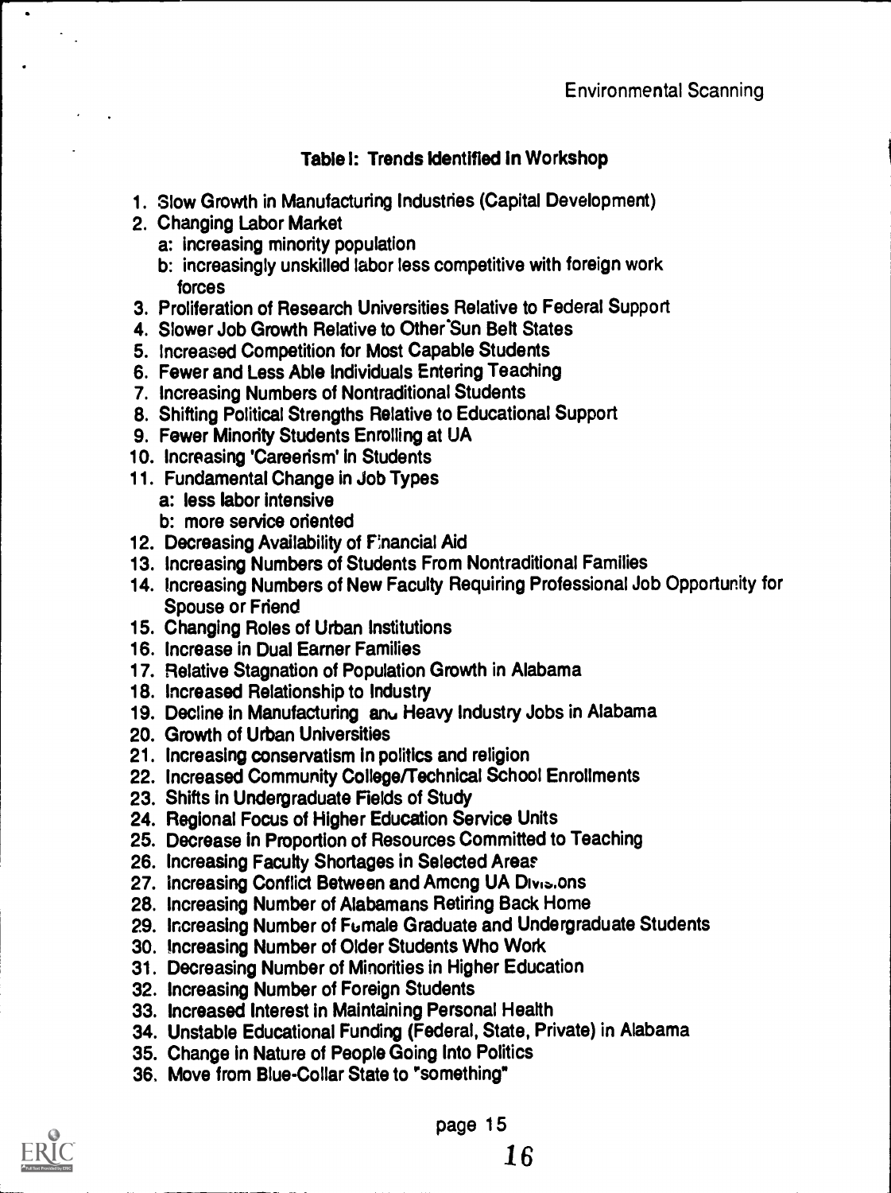**Table I: Trends Identified In Workshop**

1. Slow Growth in Manufacturing Industries (Capital Development)
2. Changing Labor Market
   a: increasing minority population
   b: increasingly unskilled labor less competitive with foreign work forces
3. Proliferation of Research Universities Relative to Federal Support
4. Slower Job Growth Relative to Other Sun Belt States
5. Increased Competition for Most Capable Students
6. Fewer and Less Able Individuals Entering Teaching
7. Increasing Numbers of Nontraditional Students
8. Shifting Political Strengths Relative to Educational Support
9. Fewer Minority Students Enrolling at UA
10. Increasing 'Careerism' in Students
11. Fundamental Change in Job Types
    a: less labor intensive
    b: more service oriented
12. Decreasing Availability of Financial Aid
13. Increasing Numbers of Students From Nontraditional Families
14. Increasing Numbers of New Faculty Requiring Professional Job Opportunity for Spouse or Friend
15. Changing Roles of Urban Institutions
16. Increase in Dual Earner Families
17. Relative Stagnation of Population Growth in Alabama
18. Increased Relationship to Industry
19. Decline in Manufacturing and Heavy Industry Jobs in Alabama
20. Growth of Urban Universities
21. Increasing conservatism in politics and religion
22. Increased Community College/Technical School Enrollments
23. Shifts in Undergraduate Fields of Study
24. Regional Focus of Higher Education Service Units
25. Decrease in Proportion of Resources Committed to Teaching
26. Increasing Faculty Shortages in Selected Areas
27. Increasing Conflict Between and Among UA Divisions
28. Increasing Number of Alabamans Retiring Back Home
29. Increasing Number of Female Graduate and Undergraduate Students
30. Increasing Number of Older Students Who Work
31. Decreasing Number of Minorities in Higher Education
32. Increasing Number of Foreign Students
33. Increased Interest in Maintaining Personal Health
34. Unstable Educational Funding (Federal, State, Private) in Alabama
35. Change in Nature of People Going Into Politics
36. Move from Blue-Collar State to "something"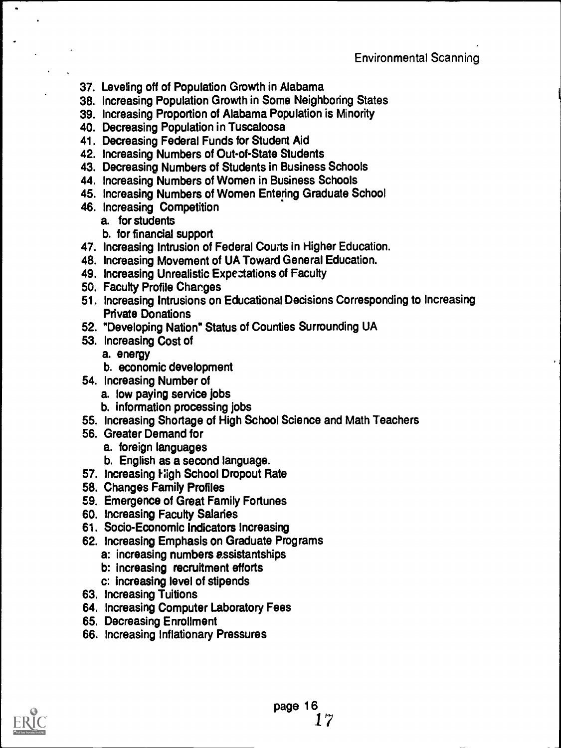37. Leveling off of Population Growth in Alabama
38. Increasing Population Growth in Some Neighboring States
39. Increasing Proportion of Alabama Population is Minority
40. Decreasing Population in Tuscaloosa
41. Decreasing Federal Funds for Student Aid
42. Increasing Numbers of Out-of-State Students
43. Decreasing Numbers of Students in Business Schools
44. Increasing Numbers of Women in Business Schools
45. Increasing Numbers of Women Entering Graduate School
46. Increasing Competition
    a. for students
    b. for financial support
47. Increasing Intrusion of Federal Courts in Higher Education.
48. Increasing Movement of UA Toward General Education.
49. Increasing Unrealistic Expectations of Faculty
50. Faculty Profile Changes
51. Increasing Intrusions on Educational Decisions Corresponding to Increasing Private Donations
52. "Developing Nation" Status of Counties Surrounding UA
53. Increasing Cost of
    a. energy
    b. economic development
54. Increasing Number of
    a. low paying service jobs
    b. information processing jobs
55. Increasing Shortage of High School Science and Math Teachers
56. Greater Demand for
    a. foreign languages
    b. English as a second language.
57. Increasing High School Dropout Rate
58. Changes Family Profiles
59. Emergence of Great Family Fortunes
60. Increasing Faculty Salaries
61. Socio-Economic Indicators Increasing
62. Increasing Emphasis on Graduate Programs
    a: increasing numbers assistantships
    b: increasing recruitment efforts
    c: increasing level of stipends
63. Increasing Tuitions
64. Increasing Computer Laboratory Fees
65. Decreasing Enrollment
66. Increasing Inflationary Pressures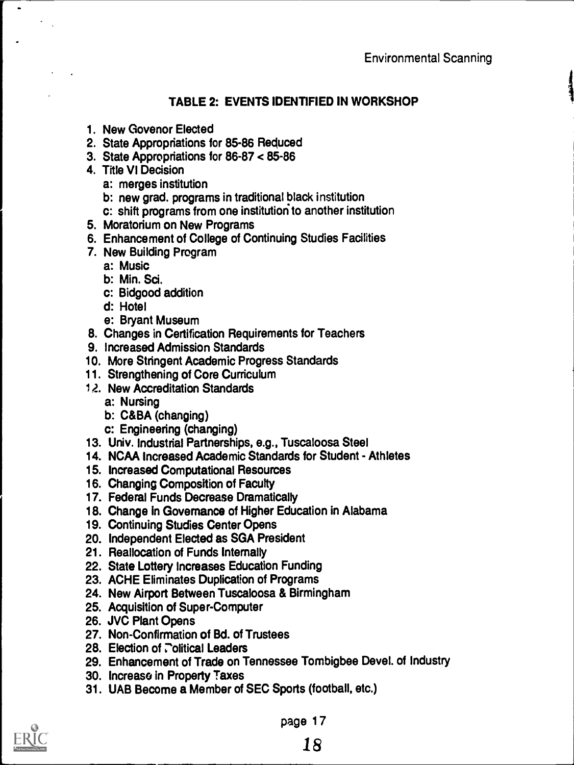## TABLE 2: EVENTS IDENTIFIED IN WORKSHOP

1. New Govenor Elected
2. State Appropriations for 85-86 Reduced
3. State Appropriations for 86-87 < 85-86
4. Title VI Decision
   - a: merges institution
   - b: new grad. programs in traditional black institution
   - c: shift programs from one institution to another institution
5. Moratorium on New Programs
6. Enhancement of College of Continuing Studies Facilities
7. New Building Program
   - a: Music
   - b: Min. Sci.
   - c: Bidgood addition
   - d: Hotel
   - e: Bryant Museum
8. Changes in Certification Requirements for Teachers
9. Increased Admission Standards
10. More Stringent Academic Progress Standards
11. Strengthening of Core Curriculum
12. New Accreditation Standards
    - a: Nursing
    - b: C&BA (changing)
    - c: Engineering (changing)
13. Univ. Industrial Partnerships, e.g., Tuscaloosa Steel
14. NCAA Increased Academic Standards for Student - Athletes
15. Increased Computational Resources
16. Changing Composition of Faculty
17. Federal Funds Decrease Dramatically
18. Change in Governance of Higher Education in Alabama
19. Continuing Studies Center Opens
20. Independent Elected as SGA President
21. Reallocation of Funds Internally
22. State Lottery Increases Education Funding
23. ACHE Eliminates Duplication of Programs
24. New Airport Between Tuscaloosa & Birmingham
25. Acquisition of Super-Computer
26. JVC Plant Opens
27. Non-Confirmation of Bd. of Trustees
28. Election of Political Leaders
29. Enhancement of Trade on Tennessee Tombigbee Devel. of Industry
30. Increase in Property Taxes
31. UAB Become a Member of SEC Sports (football, etc.)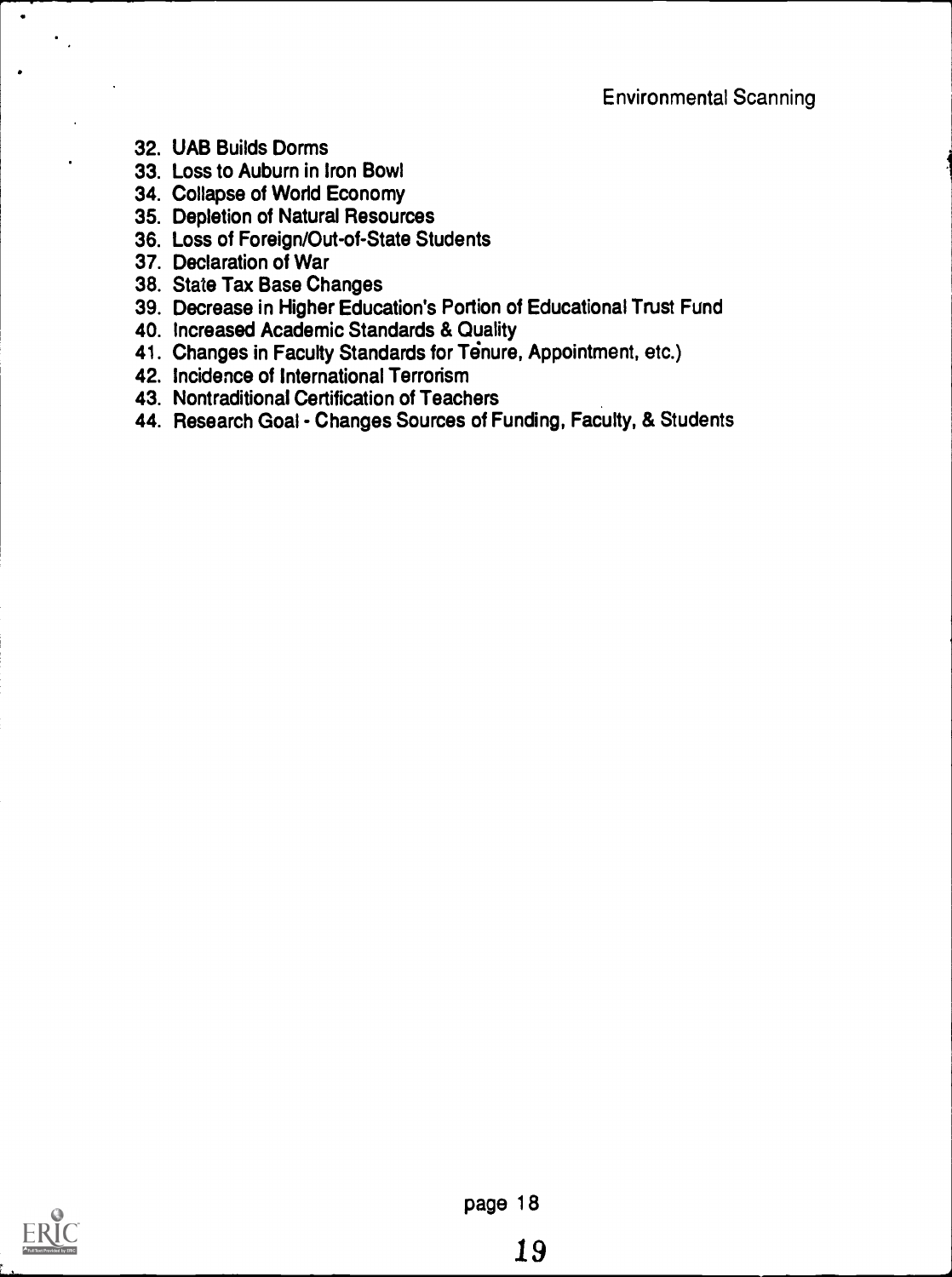32. UAB Builds Dorms
33. Loss to Auburn in Iron Bowl
34. Collapse of World Economy
35. Depletion of Natural Resources
36. Loss of Foreign/Out-of-State Students
37. Declaration of War
38. State Tax Base Changes
39. Decrease in Higher Education's Portion of Educational Trust Fund
40. Increased Academic Standards & Quality
41. Changes in Faculty Standards for Tenure, Appointment, etc.)
42. Incidence of International Terrorism
43. Nontraditional Certification of Teachers
44. Research Goal - Changes Sources of Funding, Faculty, & Students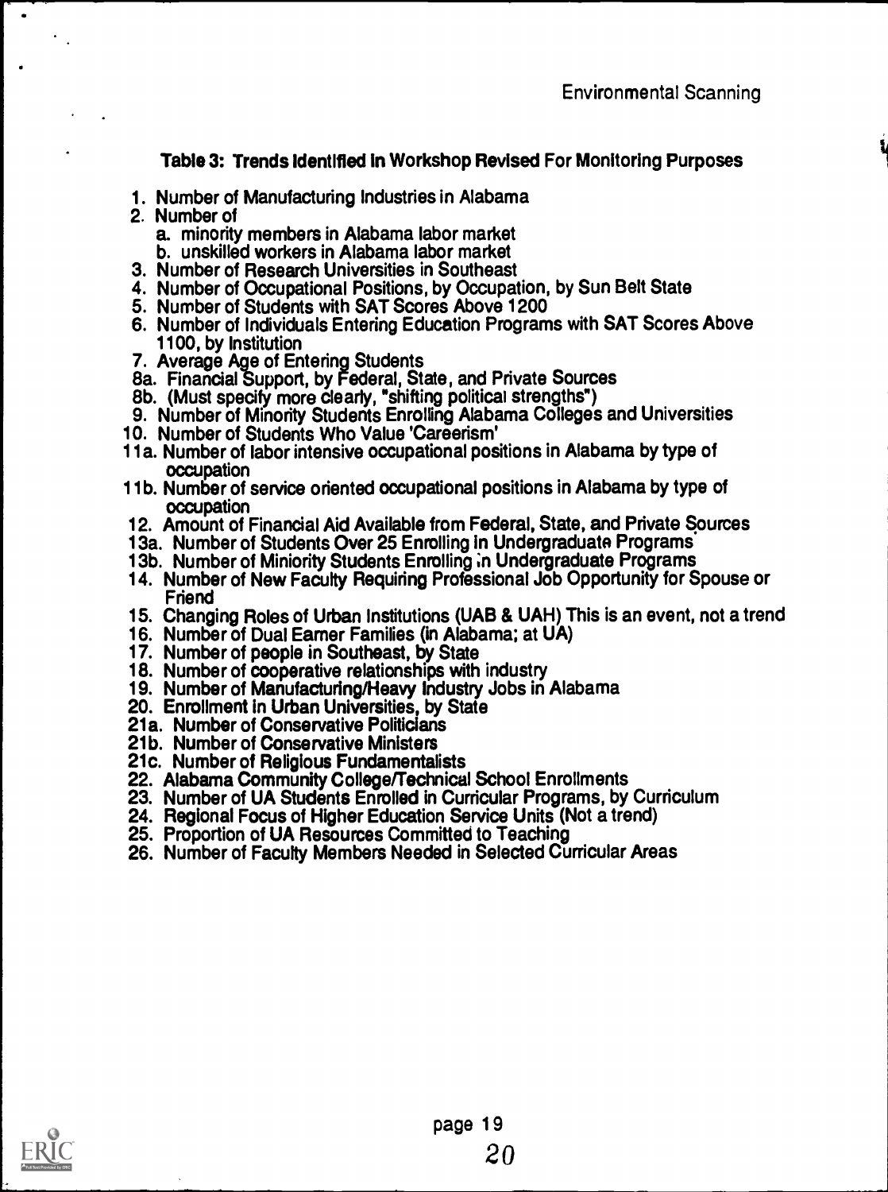**Table 3: Trends Identified In Workshop Revised For Monitoring Purposes**

1. Number of Manufacturing Industries in Alabama
2. Number of
   a. minority members in Alabama labor market
   b. unskilled workers in Alabama labor market
3. Number of Research Universities in Southeast
4. Number of Occupational Positions, by Occupation, by Sun Belt State
5. Number of Students with SAT Scores Above 1200
6. Number of Individuals Entering Education Programs with SAT Scores Above 1100, by Institution
7. Average Age of Entering Students

8a. Financial Support, by Federal, State, and Private Sources
8b. (Must specify more clearly, "shifting political strengths")

9. Number of Minority Students Enrolling Alabama Colleges and Universities
10. Number of Students Who Value 'Careerism'

11a. Number of labor intensive occupational positions in Alabama by type of occupation
11b. Number of service oriented occupational positions in Alabama by type of occupation

12. Amount of Financial Aid Available from Federal, State, and Private Sources

13a. Number of Students Over 25 Enrolling in Undergraduate Programs
13b. Number of Miniority Students Enrolling in Undergraduate Programs

14. Number of New Faculty Requiring Professional Job Opportunity for Spouse or Friend
15. Changing Roles of Urban Institutions (UAB & UAH) This is an event, not a trend
16. Number of Dual Earner Families (in Alabama; at UA)
17. Number of people in Southeast, by State
18. Number of cooperative relationships with industry
19. Number of Manufacturing/Heavy Industry Jobs in Alabama
20. Enrollment in Urban Universities, by State

21a. Number of Conservative Politicians
21b. Number of Conservative Ministers
21c. Number of Religious Fundamentalists

22. Alabama Community College/Technical School Enrollments
23. Number of UA Students Enrolled in Curricular Programs, by Curriculum
24. Regional Focus of Higher Education Service Units (Not a trend)
25. Proportion of UA Resources Committed to Teaching
26. Number of Faculty Members Needed in Selected Curricular Areas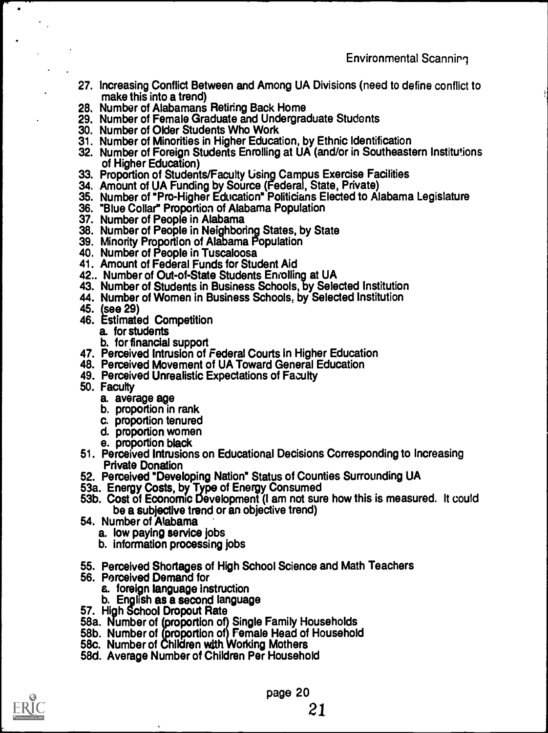27. Increasing Conflict Between and Among UA Divisions (need to define conflict to make this into a trend)
28. Number of Alabamans Retiring Back Home
29. Number of Female Graduate and Undergraduate Students
30. Number of Older Students Who Work
31. Number of Minorities in Higher Education, by Ethnic Identification
32. Number of Foreign Students Enrolling at UA (and/or in Southeastern Institutions of Higher Education)
33. Proportion of Students/Faculty Using Campus Exercise Facilities
34. Amount of UA Funding by Source (Federal, State, Private)
35. Number of "Pro-Higher Education" Politicians Elected to Alabama Legislature
36. "Blue Collar" Proportion of Alabama Population
37. Number of People in Alabama
38. Number of People in Neighboring States, by State
39. Minority Proportion of Alabama Population
40. Number of People in Tuscaloosa
41. Amount of Federal Funds for Student Aid
42.. Number of Out-of-State Students Enrolling at UA
43. Number of Students in Business Schools, by Selected Institution
44. Number of Women in Business Schools, by Selected Institution
45. (see 29)
46. Estimated Competition
    a. for students
    b. for financial support
47. Perceived Intrusion of Federal Courts in Higher Education
48. Perceived Movement of UA Toward General Education
49. Perceived Unrealistic Expectations of Faculty
50. Faculty
    a. average age
    b. proportion in rank
    c. proportion tenured
    d. proportion women
    e. proportion black
51. Perceived Intrusions on Educational Decisions Corresponding to Increasing Private Donation
52. Perceived "Developing Nation" Status of Counties Surrounding UA
53a. Energy Costs, by Type of Energy Consumed
53b. Cost of Economic Development (I am not sure how this is measured. It could be a subjective trend or an objective trend)
54. Number of Alabama
    a. low paying service jobs
    b. information processing jobs
55. Perceived Shortages of High School Science and Math Teachers
56. Perceived Demand for
    a. foreign language instruction
    b. English as a second language
57. High School Dropout Rate
58a. Number of (proportion of) Single Family Households
58b. Number of (proportion of) Female Head of Household
58c. Number of Children with Working Mothers
58d. Average Number of Children Per Household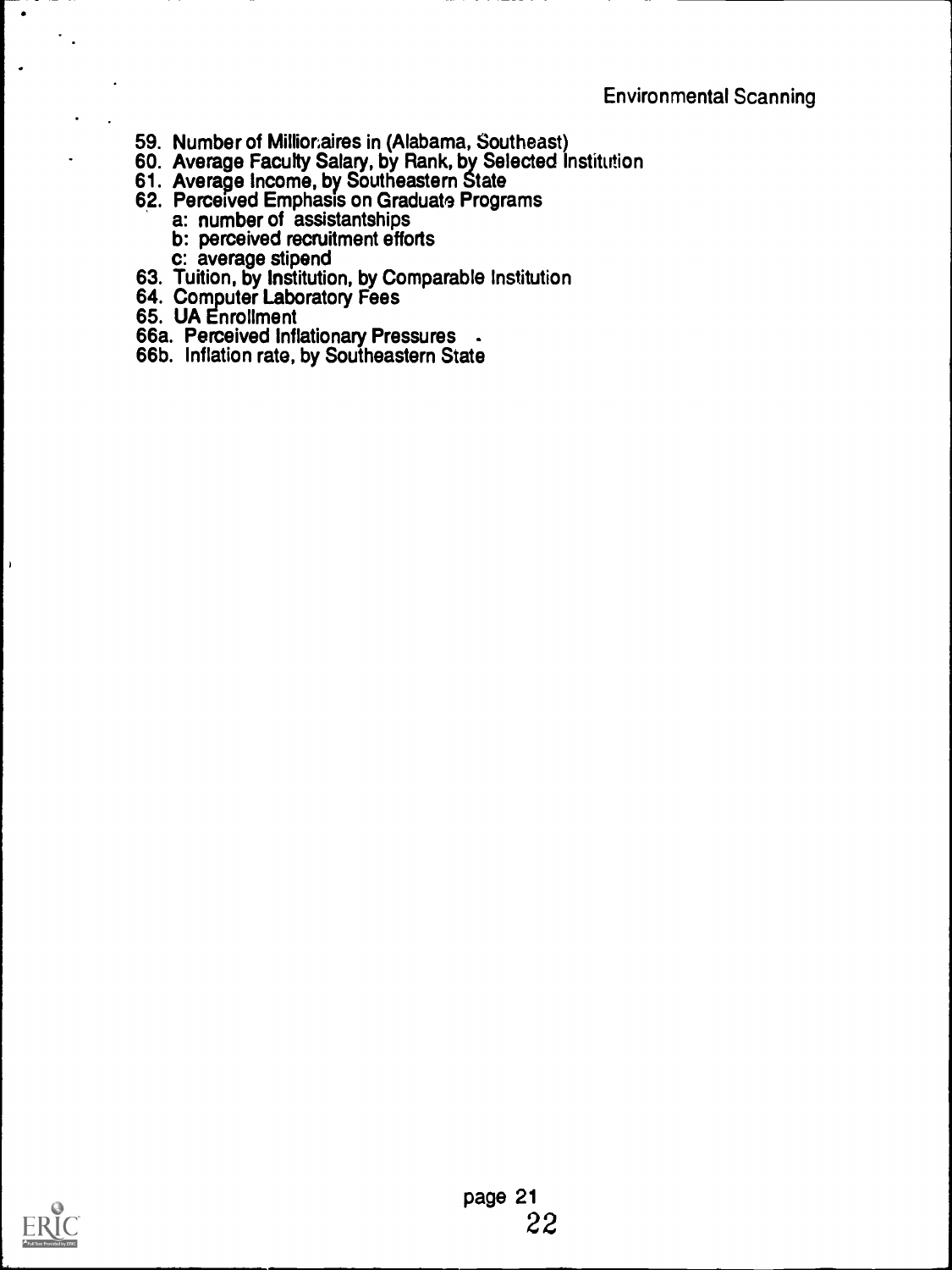59. Number of Millionaires in (Alabama, Southeast)
60. Average Faculty Salary, by Rank, by Selected Institution
61. Average Income, by Southeastern State
62. Perceived Emphasis on Graduate Programs
    - a: number of assistantships
    - b: perceived recruitment efforts
    - c: average stipend
63. Tuition, by Institution, by Comparable Institution
64. Computer Laboratory Fees
65. UA Enrollment

66a. Perceived Inflationary Pressures

66b. Inflation rate, by Southeastern State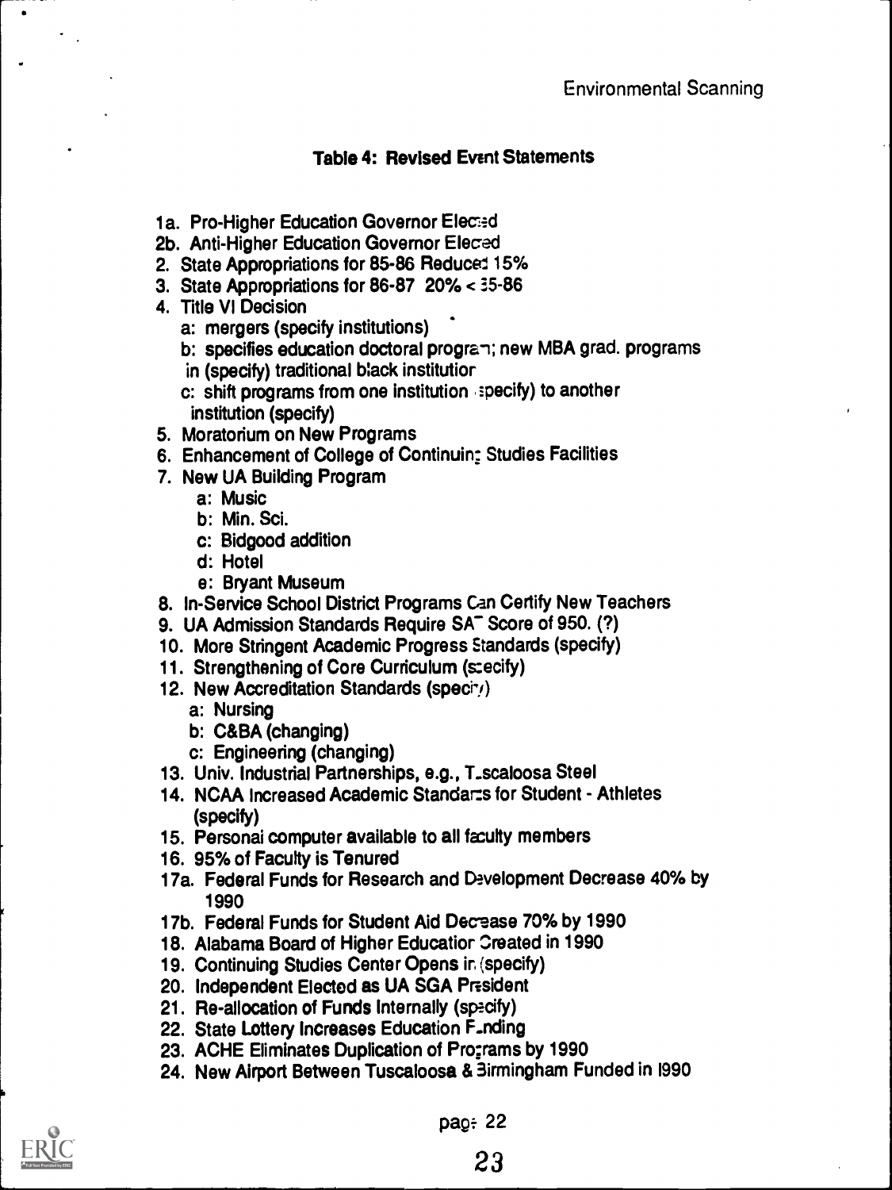**Table 4: Revised Event Statements**

1a. Pro-Higher Education Governor Elected
2b. Anti-Higher Education Governor Elected
2. State Appropriations for 85-86 Reduced 15%
3. State Appropriations for 86-87 20% < 85-86
4. Title VI Decision
   a: mergers (specify institutions)
   b: specifies education doctoral program; new MBA grad. programs in (specify) traditional black institution
   c: shift programs from one institution (specify) to another institution (specify)
5. Moratorium on New Programs
6. Enhancement of College of Continuing Studies Facilities
7. New UA Building Program
   a: Music
   b: Min. Sci.
   c: Bidgood addition
   d: Hotel
   e: Bryant Museum
8. In-Service School District Programs Can Certify New Teachers
9. UA Admission Standards Require SAT Score of 950. (?)
10. More Stringent Academic Progress Standards (specify)
11. Strengthening of Core Curriculum (specify)
12. New Accreditation Standards (specify)
    a: Nursing
    b: C&BA (changing)
    c: Engineering (changing)
13. Univ. Industrial Partnerships, e.g., Tuscaloosa Steel
14. NCAA Increased Academic Standards for Student - Athletes (specify)
15. Personal computer available to all faculty members
16. 95% of Faculty is Tenured
17a. Federal Funds for Research and Development Decrease 40% by 1990
17b. Federal Funds for Student Aid Decrease 70% by 1990
18. Alabama Board of Higher Education Created in 1990
19. Continuing Studies Center Opens in (specify)
20. Independent Elected as UA SGA President
21. Re-allocation of Funds Internally (specify)
22. State Lottery Increases Education Funding
23. ACHE Eliminates Duplication of Programs by 1990
24. New Airport Between Tuscaloosa & Birmingham Funded in 1990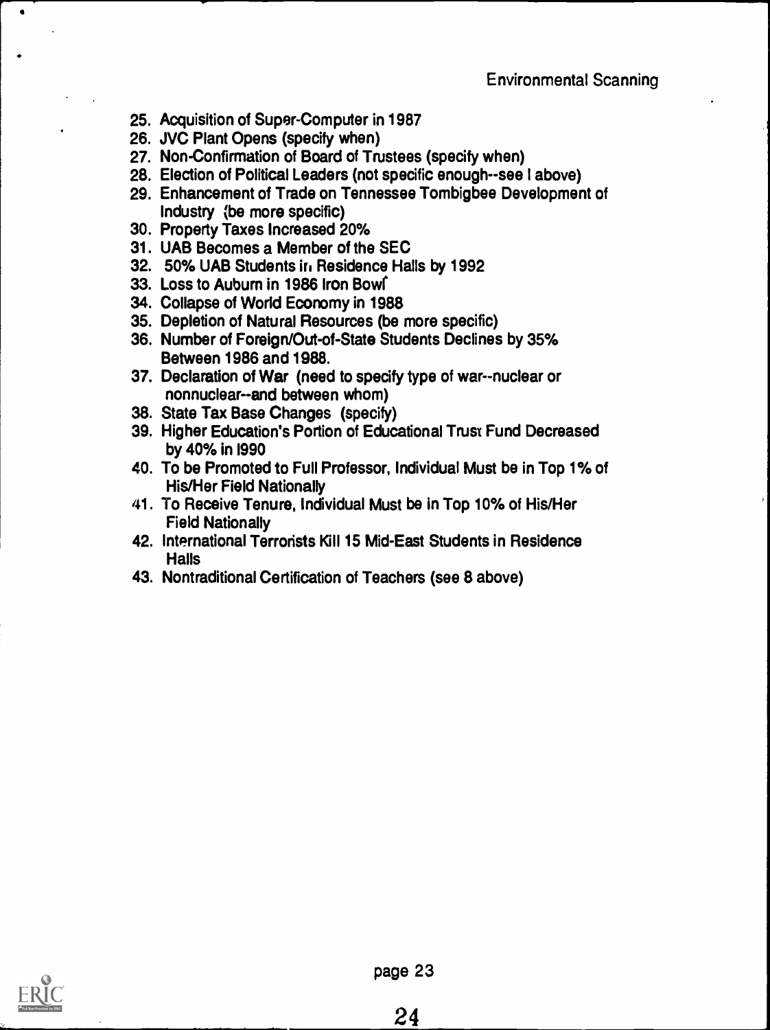25. Acquisition of Super-Computer in 1987
26. JVC Plant Opens (specify when)
27. Non-Confirmation of Board of Trustees (specify when)
28. Election of Political Leaders (not specific enough--see I above)
29. Enhancement of Trade on Tennessee Tombigbee Development of Industry (be more specific)
30. Property Taxes Increased 20%
31. UAB Becomes a Member of the SEC
32. 50% UAB Students in Residence Halls by 1992
33. Loss to Auburn in 1986 Iron Bowl
34. Collapse of World Economy in 1988
35. Depletion of Natural Resources (be more specific)
36. Number of Foreign/Out-of-State Students Declines by 35% Between 1986 and 1988.
37. Declaration of War (need to specify type of war--nuclear or nonnuclear--and between whom)
38. State Tax Base Changes (specify)
39. Higher Education's Portion of Educational Trust Fund Decreased by 40% in 1990
40. To be Promoted to Full Professor, Individual Must be in Top 1% of His/Her Field Nationally
41. To Receive Tenure, Individual Must be in Top 10% of His/Her Field Nationally
42. International Terrorists Kill 15 Mid-East Students in Residence Halls
43. Nontraditional Certification of Teachers (see 8 above)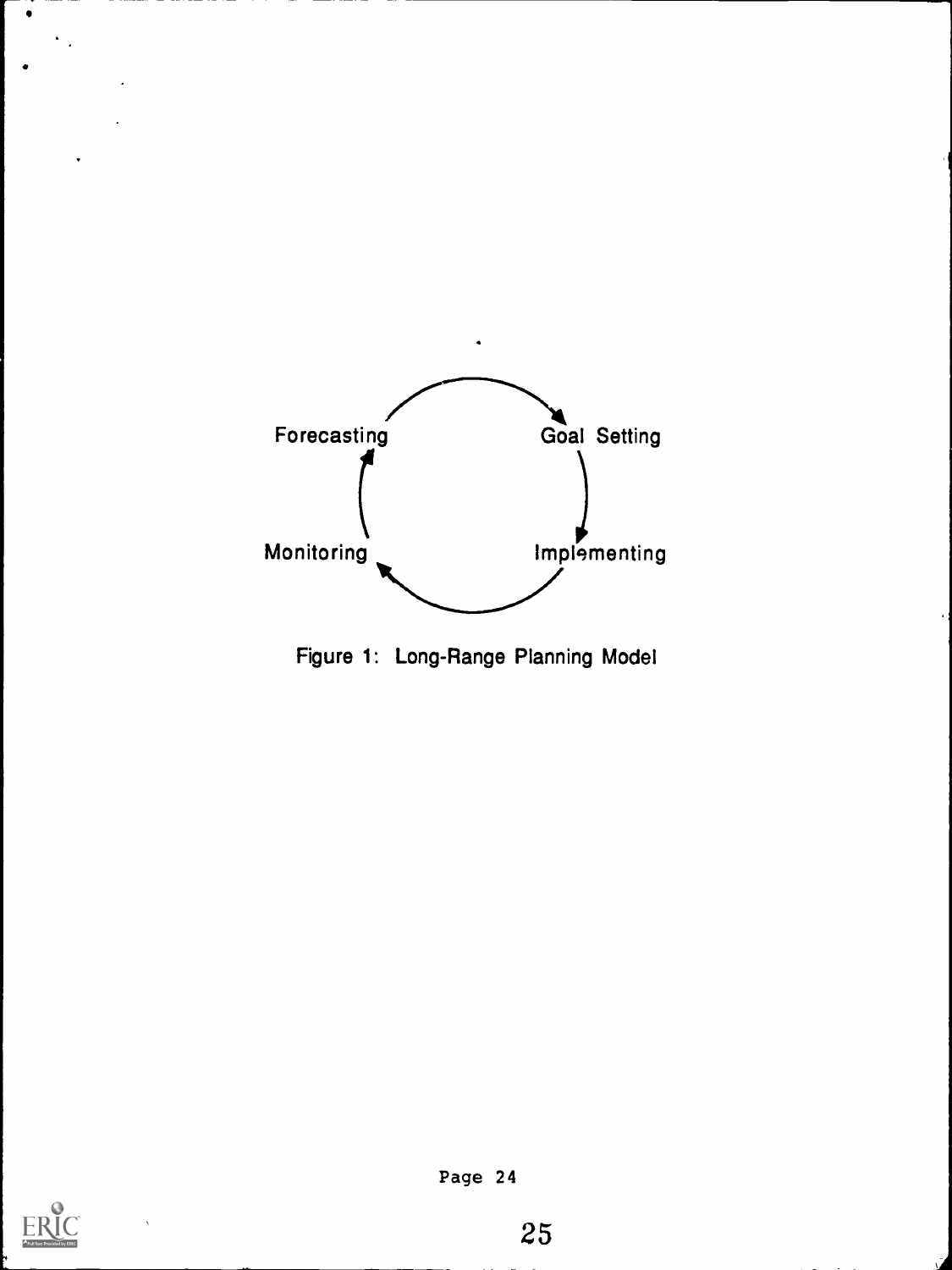Forecasting → Goal Setting → Implementing → Monitoring → Forecasting

Figure 1: Long-Range Planning Model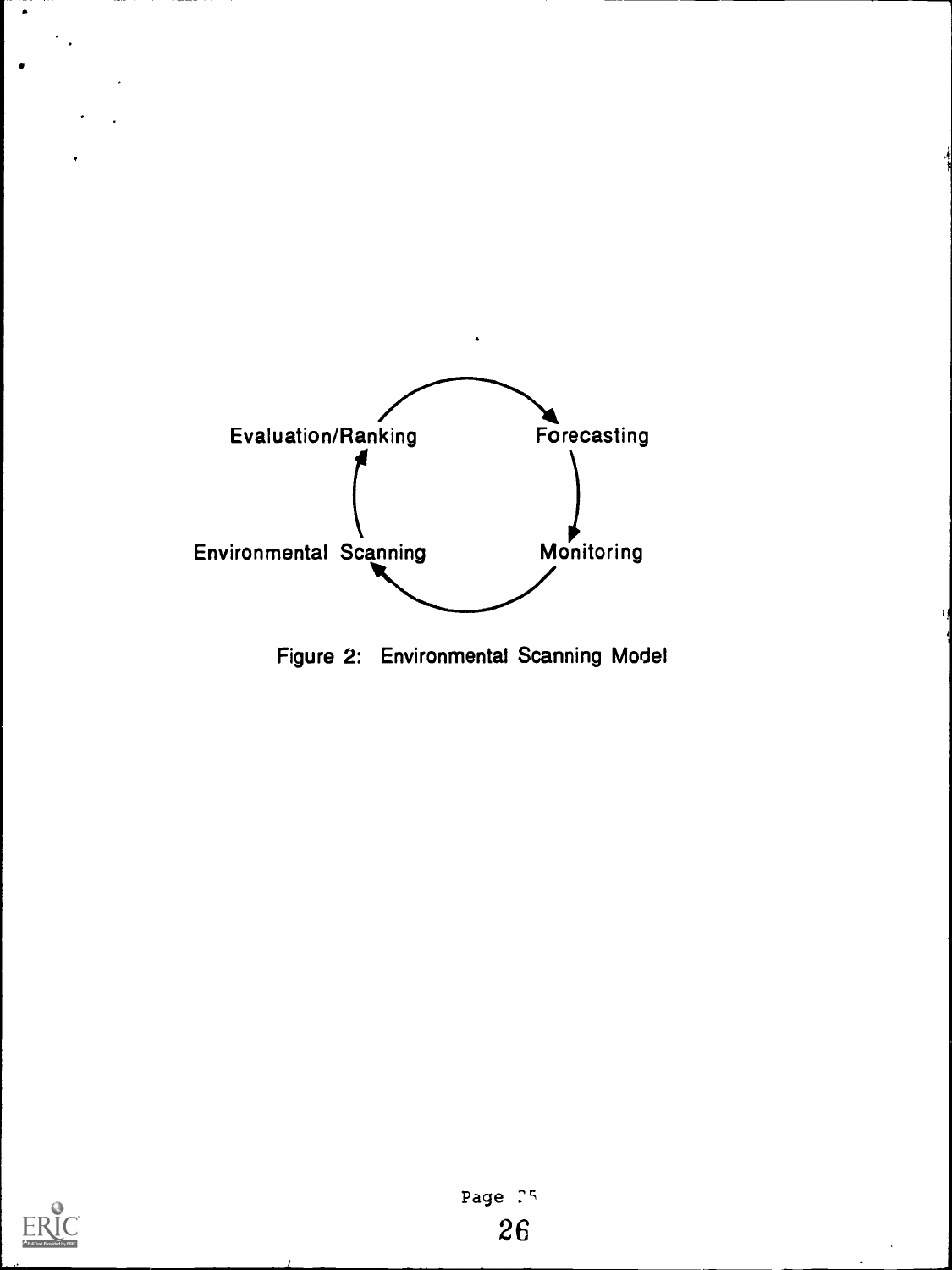Evaluation/Ranking → Forecasting → Monitoring → Environmental Scanning → Evaluation/Ranking

Figure 2: Environmental Scanning Model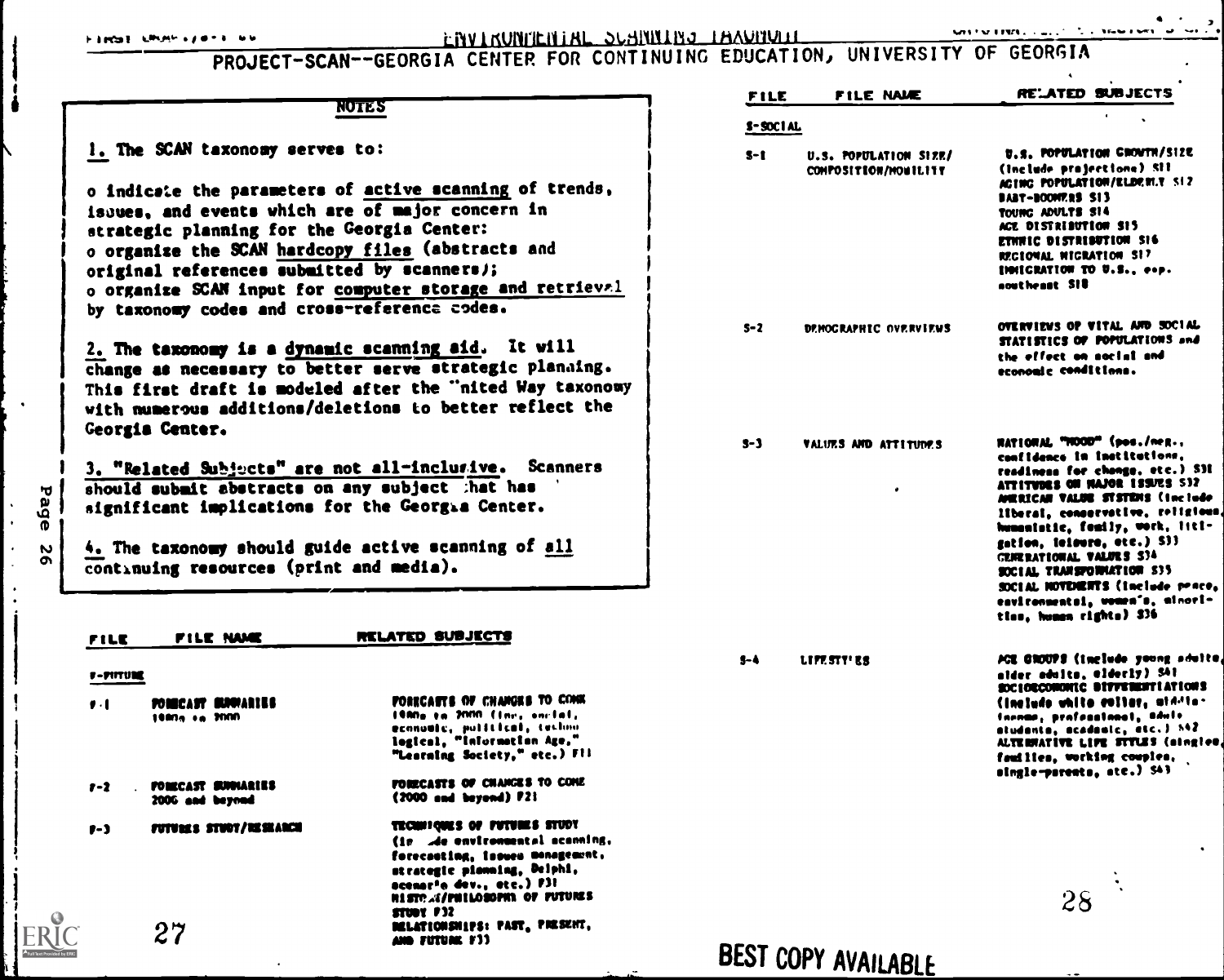# ENVIRONMENTAL SCANNING TAXONOMY

## PROJECT-SCAN--GEORGIA CENTER FOR CONTINUING EDUCATION, UNIVERSITY OF GEORGIA

### NOTES

1. The SCAN taxonomy serves to:

- o indicate the parameters of active scanning of trends, issues, and events which are of major concern in strategic planning for the Georgia Center:
- o organize the SCAN hardcopy files (abstracts and original references submitted by scanners);
- o organize SCAN input for computer storage and retrieval by taxonomy codes and cross-reference codes.

2. The taxonomy is a dynamic scanning aid. It will change as necessary to better serve strategic planning. This first draft is modeled after the United Way taxonomy with numerous additions/deletions to better reflect the Georgia Center.

3. "Related Subjects" are not all-inclusive. Scanners should submit abstracts on any subject that has significant implications for the Georgia Center.

4. The taxonomy should guide active scanning of all continuing resources (print and media).

| FILE | FILE NAME | RELATED SUBJECTS |
|---|---|---|
| **F-FUTURE** | | |
| F-1 | FORECAST SUMMARIES 1980s to 2000 | FORECASTS OF CHANGES TO COME 1980s to 2000 (inc. social, economic, political, technological, "Information Age," "Learning Society," etc.) F11 |
| F-2 | FORECAST SUMMARIES 2000 and beyond | FORECASTS OF CHANGES TO COME (2000 and beyond) F21 |
| F-3 | FUTURES STUDY/RESEARCH | TECHNIQUES OF FUTURES STUDY (include environmental scanning, forecasting, issues management, strategic planning, Delphi, scenario dev., etc.) F31<br>HISTORY/PHILOSOPHY OF FUTURES STUDY F32<br>RELATIONSHIPS: PAST, PRESENT, AND FUTURE F33 |

| FILE | FILE NAME | RELATED SUBJECTS |
|---|---|---|
| **S-SOCIAL** | | |
| S-1 | U.S. POPULATION SIZE/ COMPOSITION/MOBILITY | U.S. POPULATION GROWTH/SIZE (include projections) S11<br>AGING POPULATION/ELDERLY S12<br>BABY-BOOMERS S13<br>YOUNG ADULTS S14<br>AGE DISTRIBUTION S15<br>ETHNIC DISTRIBUTION S16<br>REGIONAL MIGRATION S17<br>IMMIGRATION TO U.S., esp. southeast S18 |
| S-2 | DEMOGRAPHIC OVERVIEWS | OVERVIEWS OF VITAL AND SOCIAL STATISTICS OF POPULATIONS and the effect on social and economic conditions. |
| S-3 | VALUES AND ATTITUDES | NATIONAL "MOOD" (pos./neg., confidence in institutions, readiness for change, etc.) S31<br>ATTITUDES ON MAJOR ISSUES S32<br>AMERICAN VALUE SYSTEMS (include liberal, conservative, religious, humanistic, family, work, litigation, leisure, etc.) S33<br>GENERATIONAL VALUES S34<br>SOCIAL TRANSFORMATION S35<br>SOCIAL MOVEMENTS (include peace, environmental, women's, minorities, human rights) S36 |
| S-4 | LIFESTYLES | AGE GROUPS (include young adults, older adults, elderly) S41<br>SOCIOECONOMIC DIFFERENTIATIONS (include white collar, middle-income, professional, adult students, academic, etc.) S42<br>ALTERNATIVE LIFE STYLES (singles, families, working couples, single-parents, etc.) S43 |

BEST COPY AVAILABLE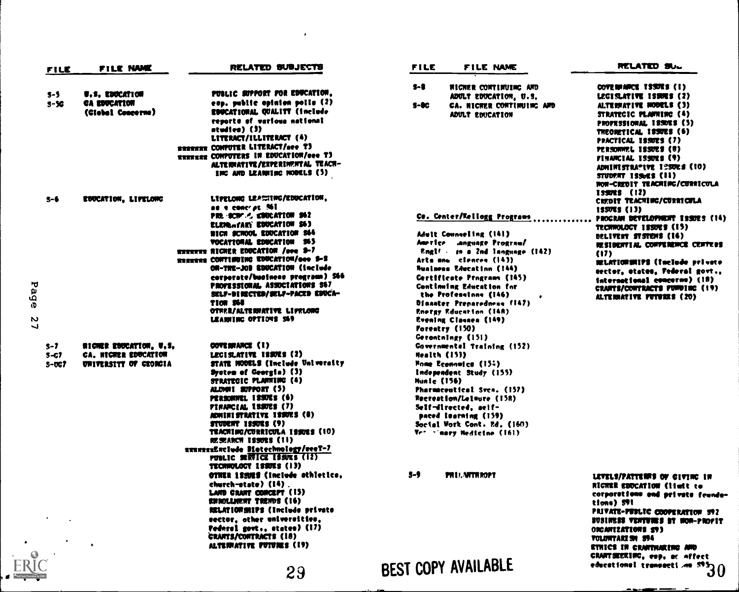| FILE | FILE NAME | RELATED SUBJECTS |
|---|---|---|
| S-5<br>S-5G | U.S. EDUCATION<br>GA EDUCATION<br>(Global Concerns) | PUBLIC SUPPORT FOR EDUCATION, esp. public opinion polls (2)<br>EDUCATIONAL QUALITY (include reports of various national studies) (3)<br>LITERACY/ILLITERACY (4)<br>xxxxxxx COMPUTER LITERACY/see T3<br>xxxxxxx COMPUTERS IN EDUCATION/see T3<br>ALTERNATIVE/EXPERIMENTAL TEACHING AND LEARNING MODELS (5) |
| S-6 | EDUCATION, LIFELONG | LIFELONG LEARNING/EDUCATION, as a concept S61<br>PRE-SCHOOL EDUCATION S62<br>ELEMENTARY EDUCATION S63<br>HIGH SCHOOL EDUCATION S64<br>VOCATIONAL EDUCATION S65<br>xxxxxxx HIGHER EDUCATION /see S-7<br>xxxxxxx CONTINUING EDUCATION/see S-8<br>ON-THE-JOB EDUCATION (include corporate/business programs) S66<br>PROFESSIONAL ASSOCIATIONS S67<br>SELF-DIRECTED/SELF-PACED EDUCATION S68<br>OTHER/ALTERNATIVE LIFELONG LEARNING OPTIONS S69 |
| S-7<br>S-G7<br>S-UG7 | HIGHER EDUCATION, U.S.<br>GA. HIGHER EDUCATION<br>UNIVERSITY OF GEORGIA | GOVERNANCE (1)<br>LEGISLATIVE ISSUES (2)<br>STATE MODELS (Include University System of Georgia) (3)<br>STRATEGIC PLANNING (4)<br>ALUMNI SUPPORT (5)<br>PERSONNEL ISSUES (6)<br>FINANCIAL ISSUES (7)<br>ADMINISTRATIVE ISSUES (8)<br>STUDENT ISSUES (9)<br>TEACHING/CURRICULA ISSUES (10)<br>RESEARCH ISSUES (11)<br>xxxxxxxExclude Biotechnology/seeT-7<br>PUBLIC SERVICE ISSUES (12)<br>TECHNOLOGY ISSUES (13)<br>OTHER ISSUES (Include athletics, church-state) (14)<br>LAND GRANT CONCEPT (15)<br>ENROLLMENT TRENDS (16)<br>RELATIONSHIPS (Include private sector, other universities, Federal govt., states) (17)<br>GRANTS/CONTRACTS (18)<br>ALTERNATIVE FUTURES (19) |
| S-8<br>S-8C | HIGHER CONTINUING AND ADULT EDUCATION, U.S.<br>GA. HIGHER CONTINUING AND ADULT EDUCATION<br><br>Ga. Center/Kellogg Programs ..............<br>Adult Counseling (141)<br>American Language Program/English as a 2nd language (142)<br>Arts and Sciences (143)<br>Business Education (144)<br>Certificate Programs (145)<br>Continuing Education for the Professions (146)<br>Disaster Preparedness (147)<br>Energy Education (148)<br>Evening Classes (149)<br>Forestry (150)<br>Gerontology (151)<br>Governmental Training (152)<br>Health (153)<br>Home Economics (154)<br>Independent Study (155)<br>Music (156)<br>Pharmaceutical Svcs. (157)<br>Recreation/Leisure (158)<br>Self-directed, self-paced learning (159)<br>Social Work Cont. Ed. (160)<br>Veterinary Medicine (161) | GOVERNANCE ISSUES (1)<br>LEGISLATIVE ISSUES (2)<br>ALTERNATIVE MODELS (3)<br>STRATEGIC PLANNING (4)<br>PROFESSIONAL ISSUES (5)<br>THEORETICAL ISSUES (6)<br>PRACTICAL ISSUES (7)<br>PERSONNEL ISSUES (8)<br>FINANCIAL ISSUES (9)<br>ADMINISTRATIVE ISSUES (10)<br>STUDENT ISSUES (11)<br>NON-CREDIT TEACHING/CURRICULA ISSUES (12)<br>CREDIT TEACHING/CURRICULA ISSUES (13)<br>PROGRAM DEVELOPMENT ISSUES (14)<br>TECHNOLOGY ISSUES (15)<br>DELIVERY SYSTEMS (16)<br>RESIDENTIAL CONFERENCE CENTERS (17)<br>RELATIONSHIPS (Include private sector, states, Federal govt., international concerns) (18)<br>GRANTS/CONTRACTS FUNDING (19)<br>ALTERNATIVE FUTURES (20) |
| S-9 | PHILANTHROPY | LEVELS/PATTERNS OF GIVING IN HIGHER EDUCATION (limit to corporations and private foundations) S91<br>PRIVATE-PUBLIC COOPERATION S92<br>BUSINESS VENTURES BY NON-PROFIT ORGANIZATIONS S93<br>VOLUNTARISM S94<br>ETHICS IN GRANTMAKING AND GRANTSEEKING, esp. as affect educational transactions S95 |

BEST COPY AVAILABLE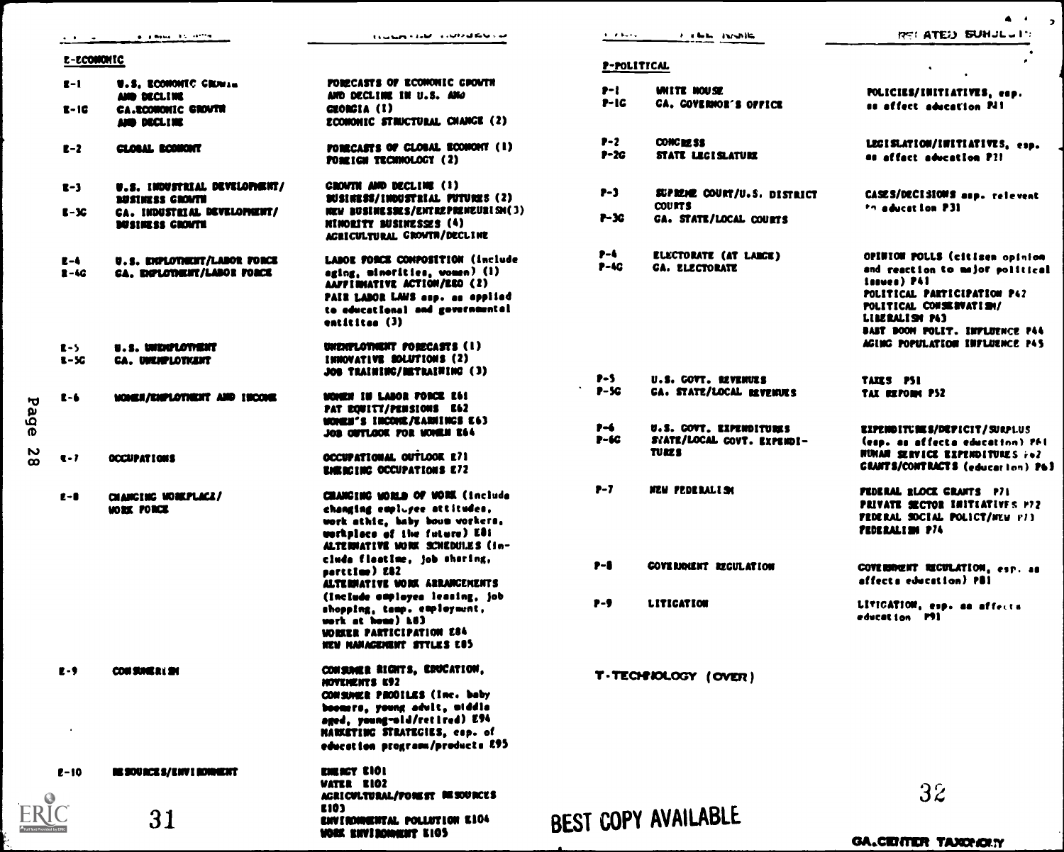| FILE # | FILE NAME | RELATED SUBJECTS |
|---|---|---|
| **E-ECONOMIC** | | |
| E-1 | U.S. ECONOMIC GROWTH AND DECLINE | FORECASTS OF ECONOMIC GROWTH AND DECLINE IN U.S. AND |
| E-1G | GA.ECONOMIC GROWTH AND DECLINE | GEORGIA (1) ECONOMIC STRUCTURAL CHANGE (2) |
| E-2 | GLOBAL ECONOMY | FORECASTS OF GLOBAL ECONOMY (1) FOREIGN TECHNOLOGY (2) |
| E-3 | U.S. INDUSTRIAL DEVELOPMENT/ BUSINESS GROWTH | GROWTH AND DECLINE (1) BUSINESS/INDUSTRIAL FUTURES (2) |
| E-3G | GA. INDUSTRIAL DEVELOPMENT/ BUSINESS GROWTH | NEW BUSINESSES/ENTREPRENEURISM(3) MINORITY BUSINESSES (4) AGRICULTURAL GROWTH/DECLINE |
| E-4 | U.S. EMPLOYMENT/LABOR FORCE | LABOR FORCE COMPOSITION (include aging, minorities, women) (1) |
| E-4G | GA. EMPLOYMENT/LABOR FORCE | AAFFIRMATIVE ACTION/EEO (2) FAIR LABOR LAWS esp. as applied to educational and governmental entitites (3) |
| E-5 | U.S. UNEMPLOYMENT | UNEMPLOYMENT FORECASTS (1) |
| E-5G | GA. UNEMPLOYMENT | INNOVATIVE SOLUTIONS (2) JOB TRAINING/RETRAINING (3) |
| E-6 | WOMEN/EMPLOYMENT AND INCOME | WOMEN IN LABOR FORCE E61 PAY EQUITY/PENSIONS E62 WOMEN'S INCOME/EARNINGS E63 JOB OUTLOOK FOR WOMEN E64 |
| E-7 | OCCUPATIONS | OCCUPATIONAL OUTLOOK E71 EMERGING OCCUPATIONS E72 |
| E-8 | CHANGING WORKPLACE/ WORK FORCE | CHANGING WORLD OF WORK (include changing employee attitudes, work ethic, baby boom workers, workplace of the future) E81 ALTERNATIVE WORK SCHEDULES (include flextime, job sharing, parttime) E82 ALTERNATIVE WORK ARRANGEMENTS (include employee leasing, job shopping, temp. employment, work at home) E83 WORKER PARTICIPATION E84 NEW MANAGEMENT STYLES E85 |
| E-9 | CONSUMERISM | CONSUMER RIGHTS, EDUCATION, MOVEMENTS E92 CONSUMER PROFILES (inc. baby boomers, young adult, middle aged, young-old/retired) E94 MARKETING STRATEGIES, esp. of education programs/products E95 |
| E-10 | RESOURCES/ENVIRONMENT | ENERGY E101 WATER E102 AGRICULTURAL/FOREST RESOURCES E103 ENVIRONMENTAL POLLUTION E104 WORK ENVIRONMENT E105 |

| FILE # | FILE NAME | RELATED SUBJECTS |
|---|---|---|
| **P-POLITICAL** | | |
| P-1 | WHITE HOUSE | POLICIES/INITIATIVES, esp. as affect education P11 |
| P-1G | GA. GOVERNOR'S OFFICE | |
| P-2 | CONGRESS | LEGISLATION/INITIATIVES, esp. as affect education P21 |
| P-2G | STATE LEGISLATURE | |
| P-3 | SUPREME COURT/U.S. DISTRICT COURTS | CASES/DECISIONS esp. relevant to education P31 |
| P-3G | GA. STATE/LOCAL COURTS | |
| P-4 | ELECTORATE (AT LARGE) | OPINION POLLS (citizen opinion and reaction to major political issues) P41 |
| P-4G | GA. ELECTORATE | POLITICAL PARTICIPATION P42 POLITICAL CONSERVATISM/ LIBERALISM P43 BABY BOOM POLIT. INFLUENCE P44 AGING POPULATION INFLUENCE P45 |
| P-5 | U.S. GOVT. REVENUES | TAXES P51 |
| P-5G | GA. STATE/LOCAL REVENUES | TAX REFORM P52 |
| P-6 | U.S. GOVT. EXPENDITURES | EXPENDITURES/DEFICIT/SURPLUS (esp. as affects education) P61 |
| P-6G | STATE/LOCAL GOVT. EXPENDI-TURES | HUMAN SERVICE EXPENDITURES P62 GRANTS/CONTRACTS (education) P63 |
| P-7 | NEW FEDERALISM | FEDERAL BLOCK GRANTS P71 PRIVATE SECTOR INITIATIVES P72 FEDERAL SOCIAL POLICY/NEW P73 FEDERALISM P74 |
| P-8 | GOVERNMENT REGULATION | GOVERNMENT REGULATION, esp. as affects education) P81 |
| P-9 | LITIGATION | LITIGATION, esp. as affects education P91 |

T-TECHNOLOGY (OVER)

BEST COPY AVAILABLE

GA.CENTER TAXONOMY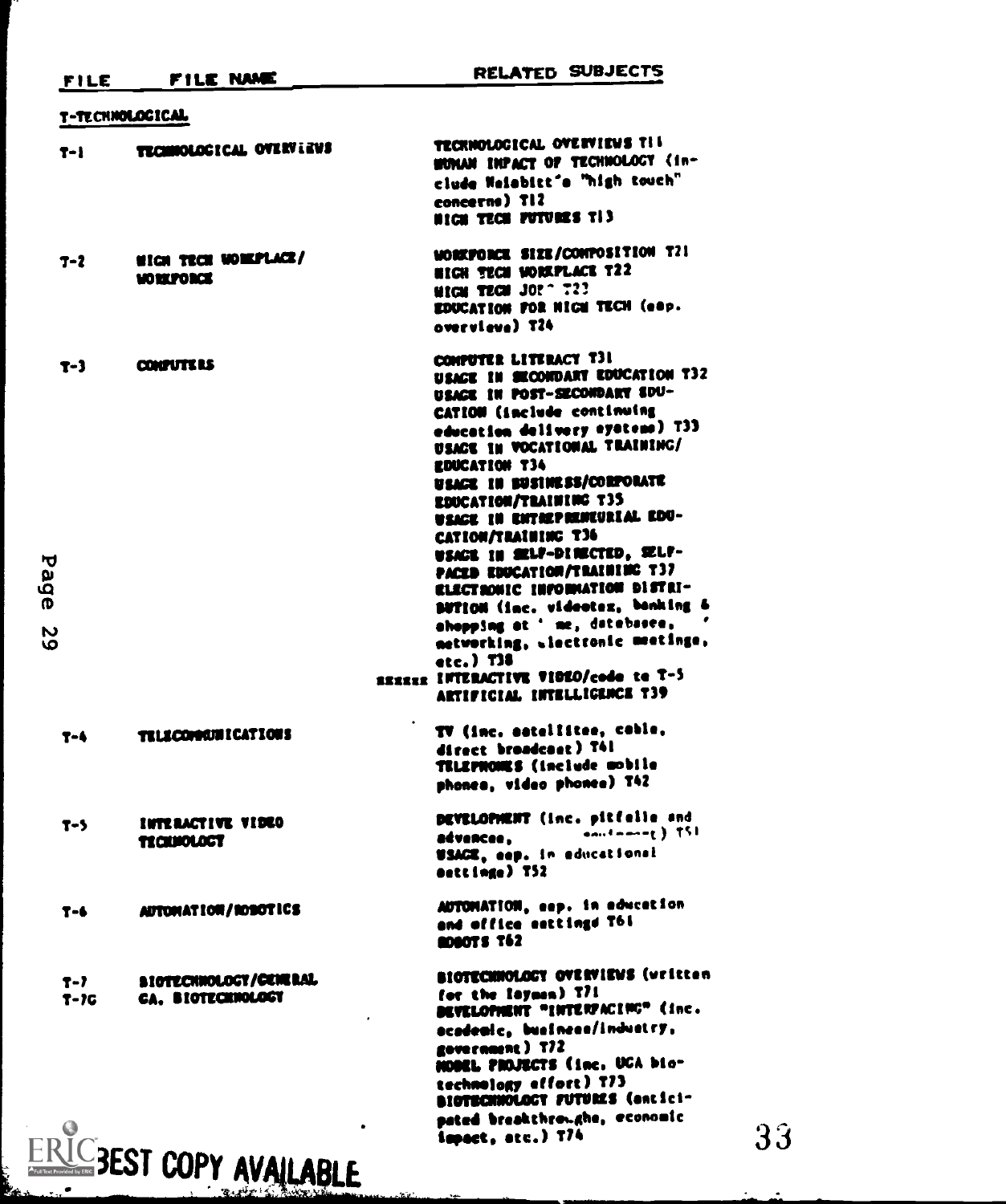| FILE | FILE NAME | RELATED SUBJECTS |
|---|---|---|
| T-TECHNOLOGICAL | | |
| T-1 | TECHNOLOGICAL OVERVIEWS | TECHNOLOGICAL OVERVIEWS T11<br>HUMAN IMPACT OF TECHNOLOGY (include Naisbitt's "high touch" concerns) T12<br>HIGH TECH FUTURES T13 |
| T-2 | HIGH TECH WORKPLACE/ WORKFORCE | WORKFORCE SIZE/COMPOSITION T21<br>HIGH TECH WORKPLACE T22<br>HIGH TECH JOB^ T23<br>EDUCATION FOR HIGH TECH (esp. overviews) T24 |
| T-3 | COMPUTERS | COMPUTER LITERACY T31<br>USAGE IN SECONDARY EDUCATION T32<br>USAGE IN POST-SECONDARY EDUCATION (include continuing education delivery systems) T33<br>USAGE IN VOCATIONAL TRAINING/ EDUCATION T34<br>USAGE IN BUSINESS/CORPORATE EDUCATION/TRAINING T35<br>USAGE IN ENTREPRENEURIAL EDUCATION/TRAINING T36<br>USAGE IN SELF-DIRECTED, SELF-PACED EDUCATION/TRAINING T37<br>ELECTRONIC INFORMATION DISTRIBUTION (inc. videotex, banking & shopping at ' me, databases, networking, electronic meetings, etc.) T38<br>XXXXXX INTERACTIVE VIDEO/code to T-5<br>ARTIFICIAL INTELLIGENCE T39 |
| T-4 | TELECOMMUNICATIONS | TV (inc. satellites, cable, direct broadcast) T41<br>TELEPHONES (include mobile phones, video phones) T42 |
| T-5 | INTERACTIVE VIDEO TECHNOLOGY | DEVELOPMENT (inc. pitfalls and advances, ......) T51<br>USAGE, esp. in educational settings) T52 |
| T-6 | AUTOMATION/ROBOTICS | AUTOMATION, esp. in education and office settings T61<br>ROBOTS T62 |
| T-7<br>T-7G | BIOTECHNOLOGY/GENERAL<br>GA. BIOTECHNOLOGY | BIOTECHNOLOGY OVERVIEWS (written for the layman) T71<br>DEVELOPMENT "INTERFACING" (inc. academic, business/industry, government) T72<br>MODEL PROJECTS (inc. UGA biotechnology effort) T73<br>BIOTECHNOLOGY FUTURES (anticipated breakthroughs, economic impact, etc.) T74 |